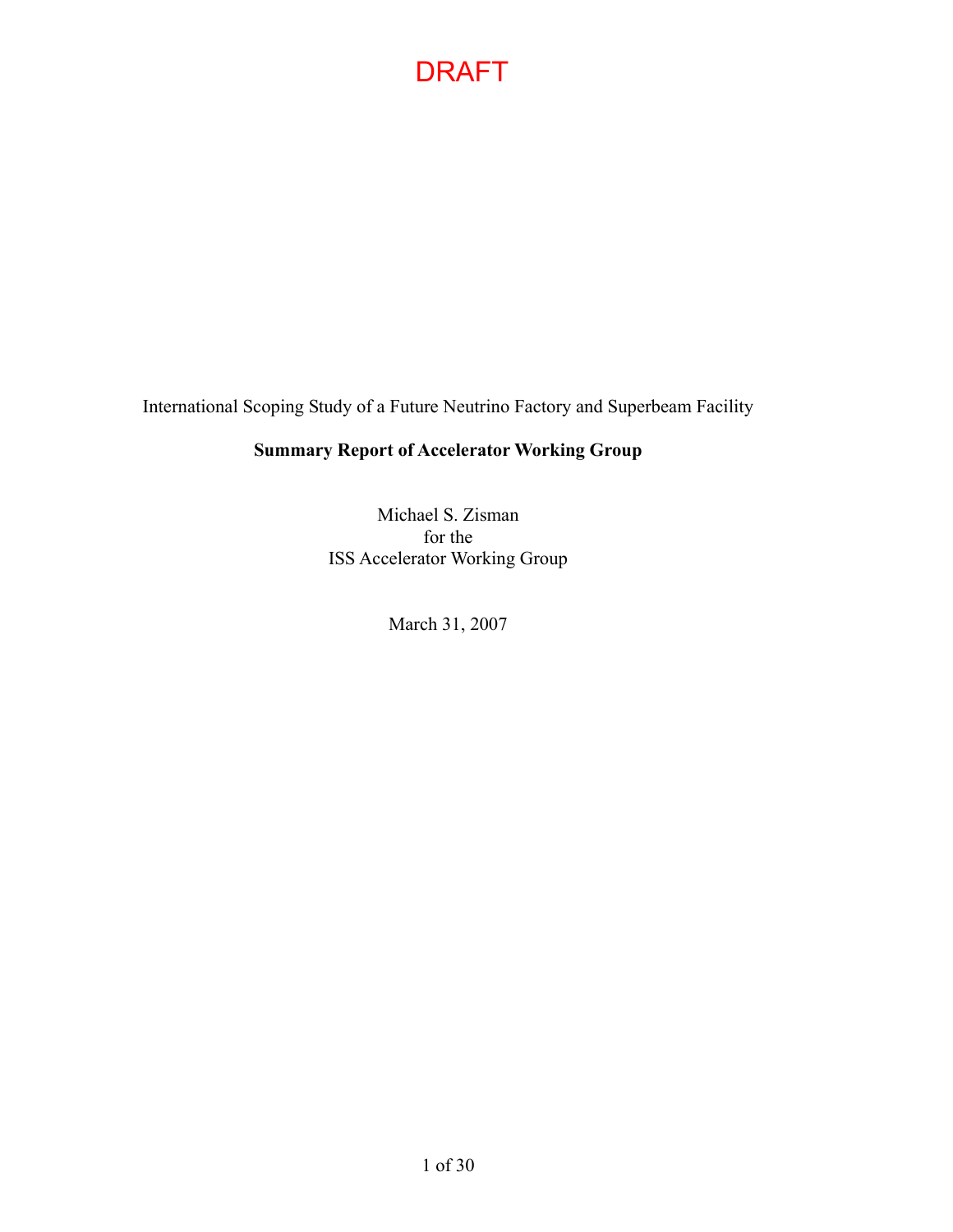DRAFT

International Scoping Study of a Future Neutrino Factory and Superbeam Facility

**Summary Report of Accelerator Working Group**

Michael S. Zisman  
for the  
ISS Accelerator Working Group

March 31, 2007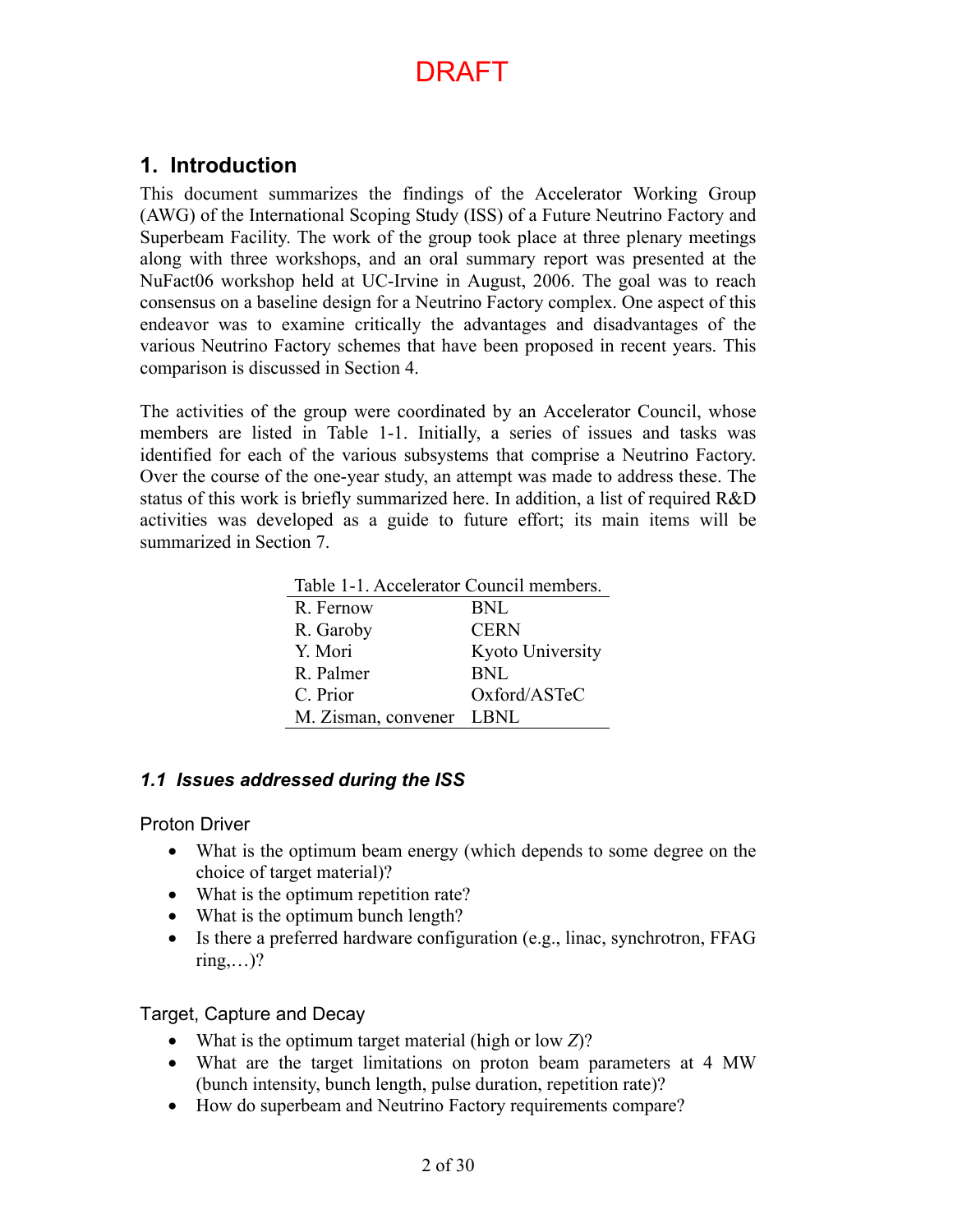DRAFT

## 1. Introduction

This document summarizes the findings of the Accelerator Working Group (AWG) of the International Scoping Study (ISS) of a Future Neutrino Factory and Superbeam Facility. The work of the group took place at three plenary meetings along with three workshops, and an oral summary report was presented at the NuFact06 workshop held at UC-Irvine in August, 2006. The goal was to reach consensus on a baseline design for a Neutrino Factory complex. One aspect of this endeavor was to examine critically the advantages and disadvantages of the various Neutrino Factory schemes that have been proposed in recent years. This comparison is discussed in Section 4.

The activities of the group were coordinated by an Accelerator Council, whose members are listed in Table 1-1. Initially, a series of issues and tasks was identified for each of the various subsystems that comprise a Neutrino Factory. Over the course of the one-year study, an attempt was made to address these. The status of this work is briefly summarized here. In addition, a list of required R&D activities was developed as a guide to future effort; its main items will be summarized in Section 7.

Table 1-1. Accelerator Council members.

| | |
|---|---|
| R. Fernow | BNL |
| R. Garoby | CERN |
| Y. Mori | Kyoto University |
| R. Palmer | BNL |
| C. Prior | Oxford/ASTeC |
| M. Zisman, convener | LBNL |

### *1.1 Issues addressed during the ISS*

#### Proton Driver

- What is the optimum beam energy (which depends to some degree on the choice of target material)?
- What is the optimum repetition rate?
- What is the optimum bunch length?
- Is there a preferred hardware configuration (e.g., linac, synchrotron, FFAG ring,…)?

#### Target, Capture and Decay

- What is the optimum target material (high or low *Z*)?
- What are the target limitations on proton beam parameters at 4 MW (bunch intensity, bunch length, pulse duration, repetition rate)?
- How do superbeam and Neutrino Factory requirements compare?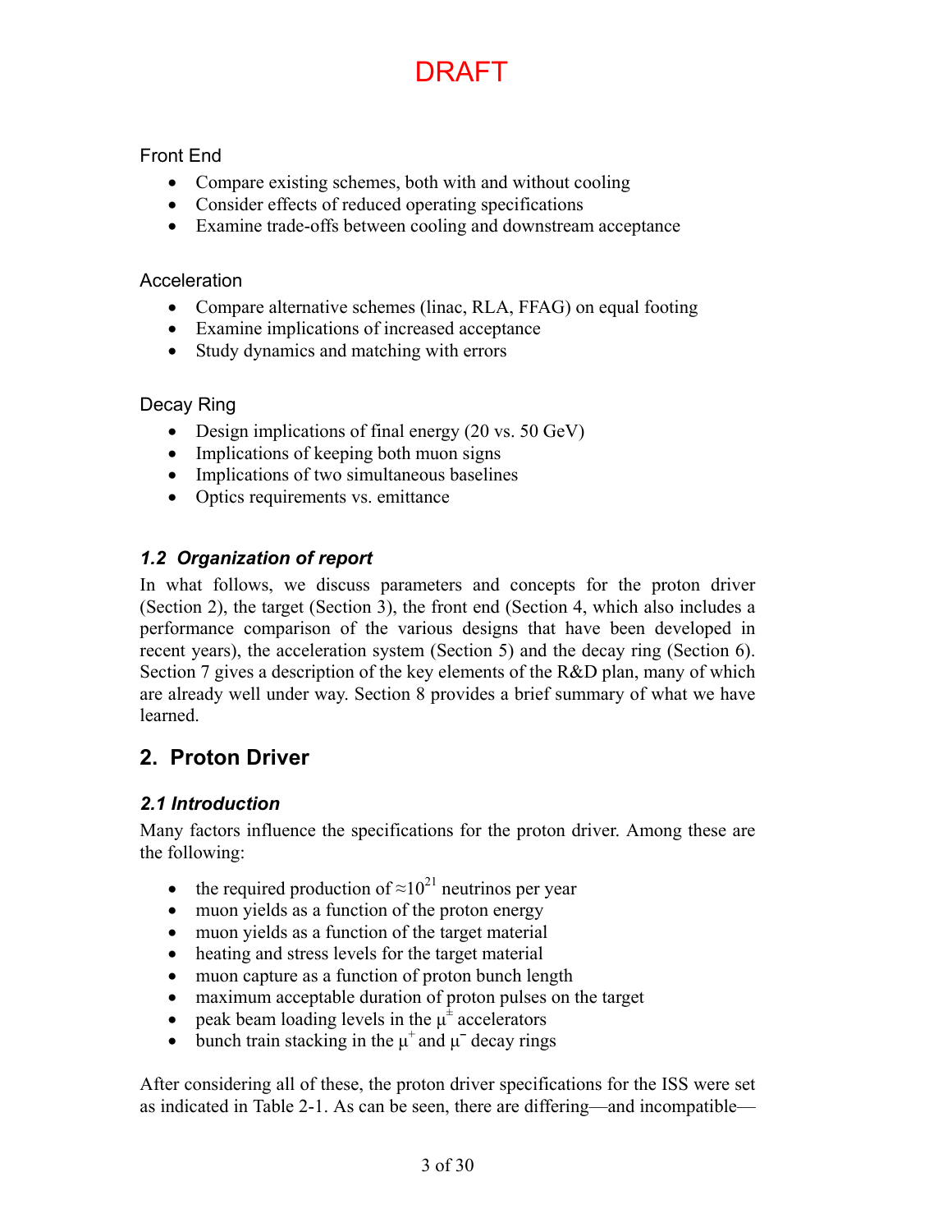DRAFT

Front End

- Compare existing schemes, both with and without cooling
- Consider effects of reduced operating specifications
- Examine trade-offs between cooling and downstream acceptance

Acceleration

- Compare alternative schemes (linac, RLA, FFAG) on equal footing
- Examine implications of increased acceptance
- Study dynamics and matching with errors

Decay Ring

- Design implications of final energy (20 vs. 50 GeV)
- Implications of keeping both muon signs
- Implications of two simultaneous baselines
- Optics requirements vs. emittance

### *1.2 Organization of report*

In what follows, we discuss parameters and concepts for the proton driver (Section 2), the target (Section 3), the front end (Section 4, which also includes a performance comparison of the various designs that have been developed in recent years), the acceleration system (Section 5) and the decay ring (Section 6). Section 7 gives a description of the key elements of the R&D plan, many of which are already well under way. Section 8 provides a brief summary of what we have learned.

## 2. Proton Driver

### *2.1 Introduction*

Many factors influence the specifications for the proton driver. Among these are the following:

- the required production of $\approx 10^{21}$ neutrinos per year
- muon yields as a function of the proton energy
- muon yields as a function of the target material
- heating and stress levels for the target material
- muon capture as a function of proton bunch length
- maximum acceptable duration of proton pulses on the target
- peak beam loading levels in the $\mu^{\pm}$ accelerators
- bunch train stacking in the $\mu^{+}$ and $\mu^{-}$ decay rings

After considering all of these, the proton driver specifications for the ISS were set as indicated in Table 2-1. As can be seen, there are differing—and incompatible—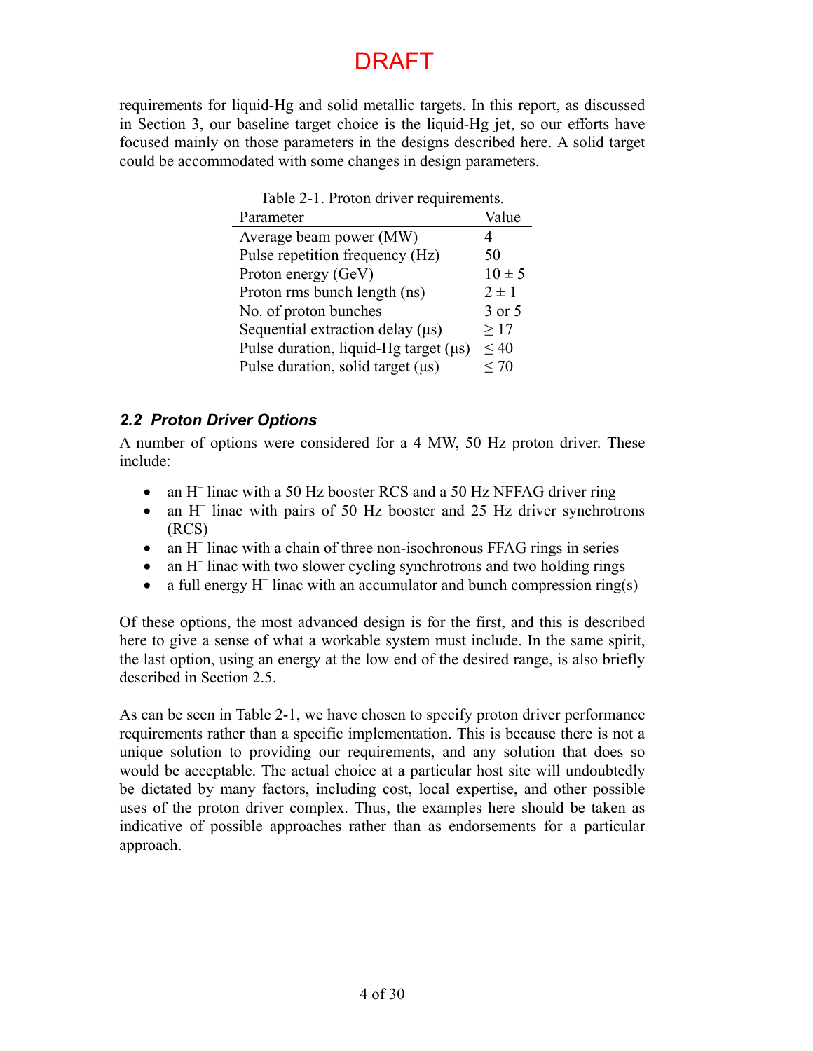DRAFT

requirements for liquid-Hg and solid metallic targets. In this report, as discussed in Section 3, our baseline target choice is the liquid-Hg jet, so our efforts have focused mainly on those parameters in the designs described here. A solid target could be accommodated with some changes in design parameters.

Table 2-1. Proton driver requirements.

| Parameter | Value |
|---|---|
| Average beam power (MW) | 4 |
| Pulse repetition frequency (Hz) | 50 |
| Proton energy (GeV) | $10 \pm 5$ |
| Proton rms bunch length (ns) | $2 \pm 1$ |
| No. of proton bunches | 3 or 5 |
| Sequential extraction delay (μs) | $\geq 17$ |
| Pulse duration, liquid-Hg target (μs) | $\leq 40$ |
| Pulse duration, solid target (μs) | $\leq 70$ |

### *2.2 Proton Driver Options*

A number of options were considered for a 4 MW, 50 Hz proton driver. These include:

- an $H^-$ linac with a 50 Hz booster RCS and a 50 Hz NFFAG driver ring
- an $H^-$ linac with pairs of 50 Hz booster and 25 Hz driver synchrotrons (RCS)
- an $H^-$ linac with a chain of three non-isochronous FFAG rings in series
- an $H^-$ linac with two slower cycling synchrotrons and two holding rings
- a full energy $H^-$ linac with an accumulator and bunch compression ring(s)

Of these options, the most advanced design is for the first, and this is described here to give a sense of what a workable system must include. In the same spirit, the last option, using an energy at the low end of the desired range, is also briefly described in Section 2.5.

As can be seen in Table 2-1, we have chosen to specify proton driver performance requirements rather than a specific implementation. This is because there is not a unique solution to providing our requirements, and any solution that does so would be acceptable. The actual choice at a particular host site will undoubtedly be dictated by many factors, including cost, local expertise, and other possible uses of the proton driver complex. Thus, the examples here should be taken as indicative of possible approaches rather than as endorsements for a particular approach.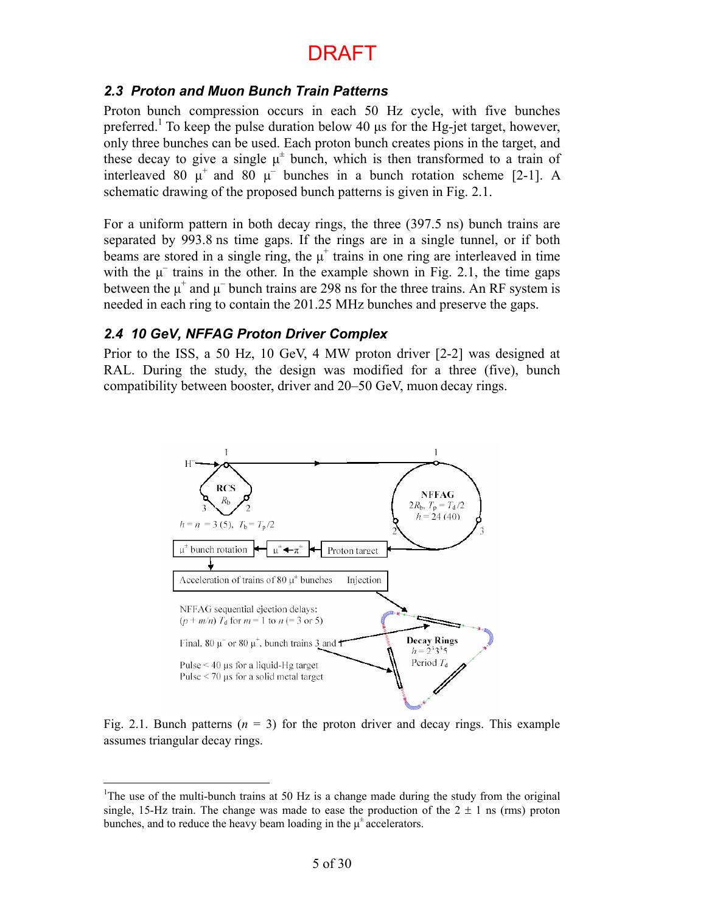DRAFT

### 2.3 Proton and Muon Bunch Train Patterns

Proton bunch compression occurs in each 50 Hz cycle, with five bunches preferred.[1] To keep the pulse duration below 40 μs for the Hg-jet target, however, only three bunches can be used. Each proton bunch creates pions in the target, and these decay to give a single $\mu^{\pm}$ bunch, which is then transformed to a train of interleaved 80 $\mu^{+}$ and 80 $\mu^{-}$ bunches in a bunch rotation scheme [2-1]. A schematic drawing of the proposed bunch patterns is given in Fig. 2.1.

For a uniform pattern in both decay rings, the three (397.5 ns) bunch trains are separated by 993.8 ns time gaps. If the rings are in a single tunnel, or if both beams are stored in a single ring, the $\mu^{+}$ trains in one ring are interleaved in time with the $\mu^{-}$ trains in the other. In the example shown in Fig. 2.1, the time gaps between the $\mu^{+}$ and $\mu^{-}$ bunch trains are 298 ns for the three trains. An RF system is needed in each ring to contain the 201.25 MHz bunches and preserve the gaps.

### 2.4 10 GeV, NFFAG Proton Driver Complex

Prior to the ISS, a 50 Hz, 10 GeV, 4 MW proton driver [2-2] was designed at RAL. During the study, the design was modified for a three (five), bunch compatibility between booster, driver and 20–50 GeV, muon decay rings.

Fig. 2.1. Bunch patterns ($n$ = 3) for the proton driver and decay rings. This example assumes triangular decay rings.

[1] The use of the multi-bunch trains at 50 Hz is a change made during the study from the original single, 15-Hz train. The change was made to ease the production of the 2 ± 1 ns (rms) proton bunches, and to reduce the heavy beam loading in the $\mu^{\pm}$ accelerators.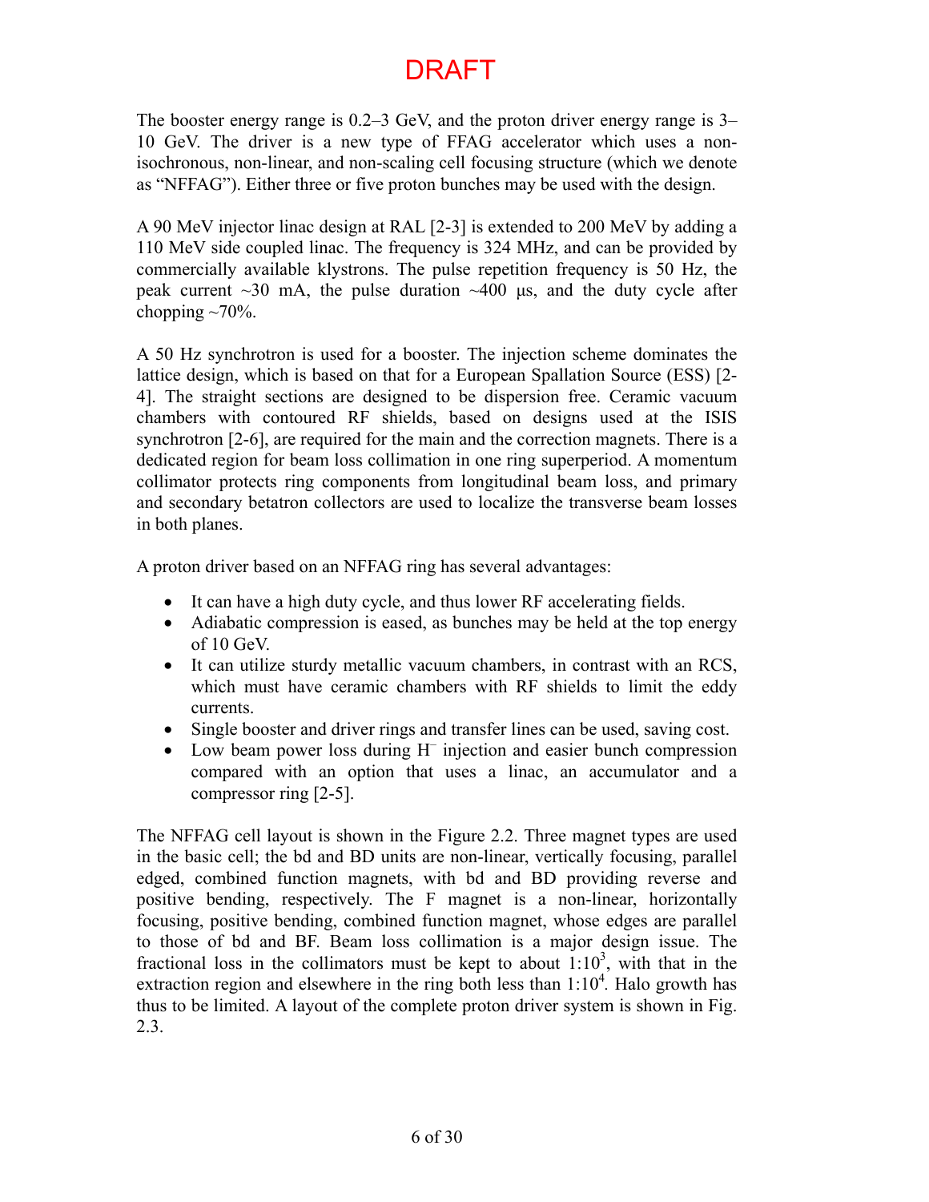DRAFT

The booster energy range is 0.2–3 GeV, and the proton driver energy range is 3–10 GeV. The driver is a new type of FFAG accelerator which uses a non-isochronous, non-linear, and non-scaling cell focusing structure (which we denote as "NFFAG"). Either three or five proton bunches may be used with the design.

A 90 MeV injector linac design at RAL [2-3] is extended to 200 MeV by adding a 110 MeV side coupled linac. The frequency is 324 MHz, and can be provided by commercially available klystrons. The pulse repetition frequency is 50 Hz, the peak current ~30 mA, the pulse duration ~400 μs, and the duty cycle after chopping ~70%.

A 50 Hz synchrotron is used for a booster. The injection scheme dominates the lattice design, which is based on that for a European Spallation Source (ESS) [2-4]. The straight sections are designed to be dispersion free. Ceramic vacuum chambers with contoured RF shields, based on designs used at the ISIS synchrotron [2-6], are required for the main and the correction magnets. There is a dedicated region for beam loss collimation in one ring superperiod. A momentum collimator protects ring components from longitudinal beam loss, and primary and secondary betatron collectors are used to localize the transverse beam losses in both planes.

A proton driver based on an NFFAG ring has several advantages:

- It can have a high duty cycle, and thus lower RF accelerating fields.
- Adiabatic compression is eased, as bunches may be held at the top energy of 10 GeV.
- It can utilize sturdy metallic vacuum chambers, in contrast with an RCS, which must have ceramic chambers with RF shields to limit the eddy currents.
- Single booster and driver rings and transfer lines can be used, saving cost.
- Low beam power loss during $H^-$ injection and easier bunch compression compared with an option that uses a linac, an accumulator and a compressor ring [2-5].

The NFFAG cell layout is shown in the Figure 2.2. Three magnet types are used in the basic cell; the bd and BD units are non-linear, vertically focusing, parallel edged, combined function magnets, with bd and BD providing reverse and positive bending, respectively. The F magnet is a non-linear, horizontally focusing, positive bending, combined function magnet, whose edges are parallel to those of bd and BF. Beam loss collimation is a major design issue. The fractional loss in the collimators must be kept to about $1{:}10^3$, with that in the extraction region and elsewhere in the ring both less than $1{:}10^4$. Halo growth has thus to be limited. A layout of the complete proton driver system is shown in Fig. 2.3.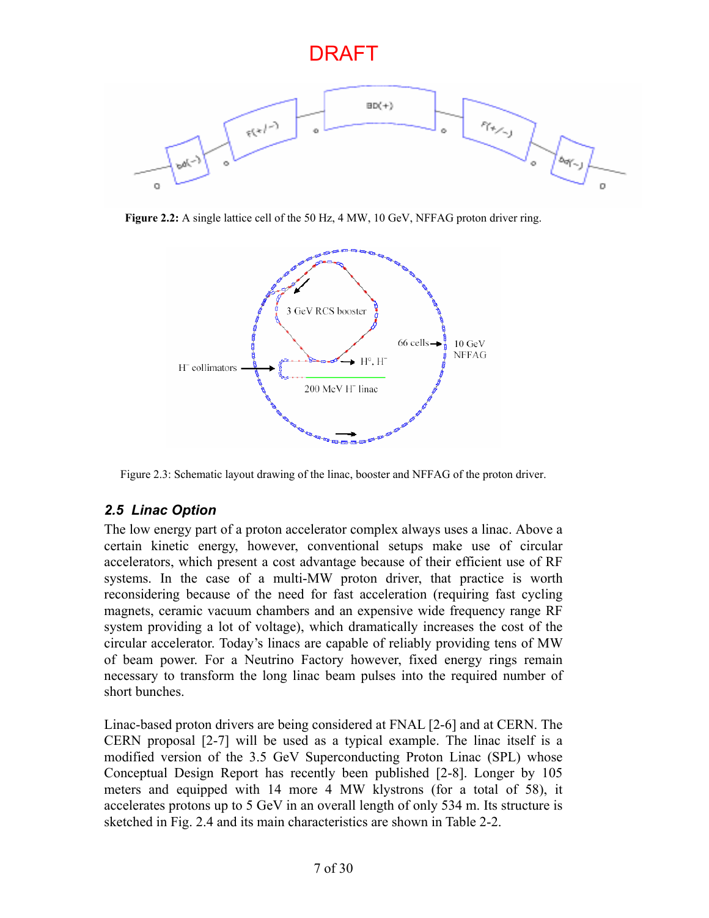DRAFT

**Figure 2.2:** A single lattice cell of the 50 Hz, 4 MW, 10 GeV, NFFAG proton driver ring.

Figure 2.3: Schematic layout drawing of the linac, booster and NFFAG of the proton driver.

### *2.5 Linac Option*

The low energy part of a proton accelerator complex always uses a linac. Above a certain kinetic energy, however, conventional setups make use of circular accelerators, which present a cost advantage because of their efficient use of RF systems. In the case of a multi-MW proton driver, that practice is worth reconsidering because of the need for fast acceleration (requiring fast cycling magnets, ceramic vacuum chambers and an expensive wide frequency range RF system providing a lot of voltage), which dramatically increases the cost of the circular accelerator. Today's linacs are capable of reliably providing tens of MW of beam power. For a Neutrino Factory however, fixed energy rings remain necessary to transform the long linac beam pulses into the required number of short bunches.

Linac-based proton drivers are being considered at FNAL [2-6] and at CERN. The CERN proposal [2-7] will be used as a typical example. The linac itself is a modified version of the 3.5 GeV Superconducting Proton Linac (SPL) whose Conceptual Design Report has recently been published [2-8]. Longer by 105 meters and equipped with 14 more 4 MW klystrons (for a total of 58), it accelerates protons up to 5 GeV in an overall length of only 534 m. Its structure is sketched in Fig. 2.4 and its main characteristics are shown in Table 2-2.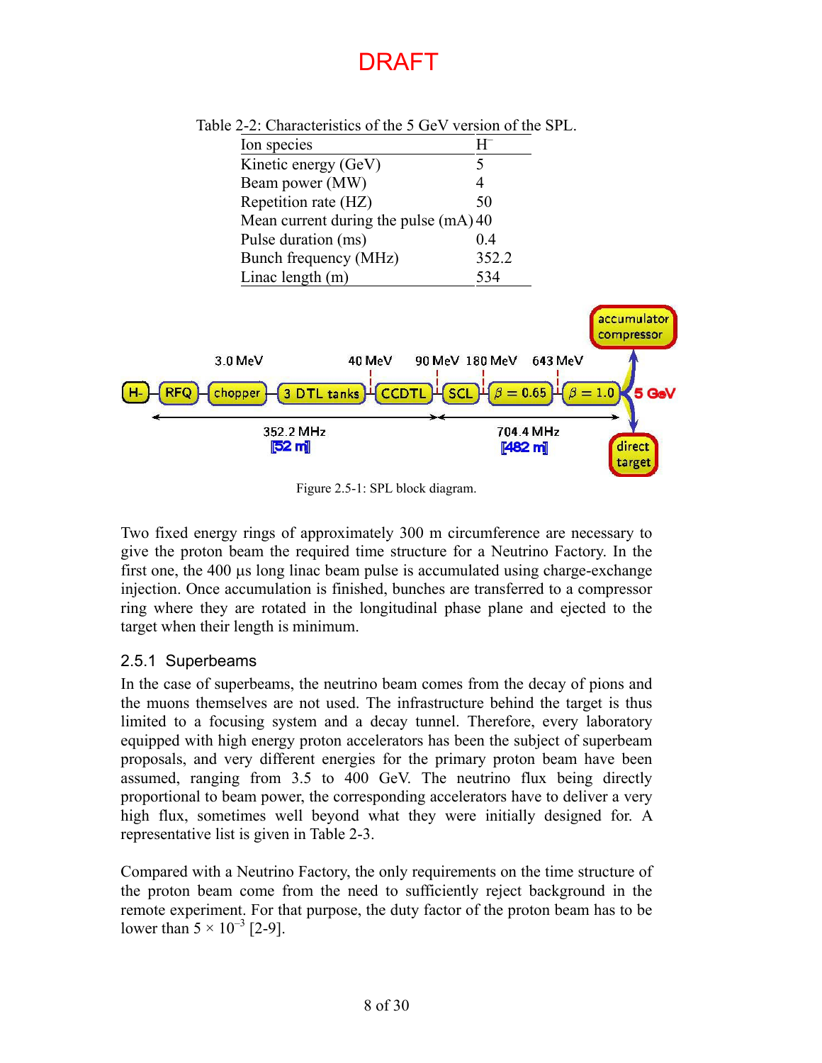DRAFT

Table 2-2: Characteristics of the 5 GeV version of the SPL.

| Ion species | $H^-$ |
|---|---|
| Kinetic energy (GeV) | 5 |
| Beam power (MW) | 4 |
| Repetition rate (HZ) | 50 |
| Mean current during the pulse (mA) | 40 |
| Pulse duration (ms) | 0.4 |
| Bunch frequency (MHz) | 352.2 |
| Linac length (m) | 534 |

Figure 2.5-1: SPL block diagram.

Two fixed energy rings of approximately 300 m circumference are necessary to give the proton beam the required time structure for a Neutrino Factory. In the first one, the 400 µs long linac beam pulse is accumulated using charge-exchange injection. Once accumulation is finished, bunches are transferred to a compressor ring where they are rotated in the longitudinal phase plane and ejected to the target when their length is minimum.

### 2.5.1 Superbeams

In the case of superbeams, the neutrino beam comes from the decay of pions and the muons themselves are not used. The infrastructure behind the target is thus limited to a focusing system and a decay tunnel. Therefore, every laboratory equipped with high energy proton accelerators has been the subject of superbeam proposals, and very different energies for the primary proton beam have been assumed, ranging from 3.5 to 400 GeV. The neutrino flux being directly proportional to beam power, the corresponding accelerators have to deliver a very high flux, sometimes well beyond what were initially designed for. A representative list is given in Table 2-3.

Compared with a Neutrino Factory, the only requirements on the time structure of the proton beam come from the need to sufficiently reject background in the remote experiment. For that purpose, the duty factor of the proton beam has to be lower than $5 \times 10^{-3}$ [2-9].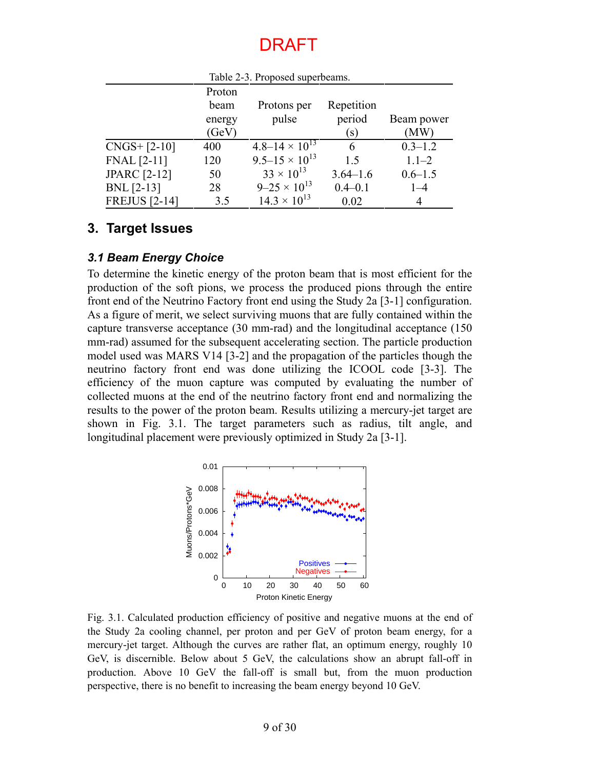DRAFT

Table 2-3. Proposed superbeams.

| | Proton beam energy (GeV) | Protons per pulse | Repetition period (s) | Beam power (MW) |
|---|---|---|---|---|
| CNGS+ [2-10] | 400 | $4.8–14 \times 10^{13}$ | 6 | 0.3–1.2 |
| FNAL [2-11] | 120 | $9.5–15 \times 10^{13}$ | 1.5 | 1.1–2 |
| JPARC [2-12] | 50 | $33 \times 10^{13}$ | 3.64–1.6 | 0.6–1.5 |
| BNL [2-13] | 28 | $9–25 \times 10^{13}$ | 0.4–0.1 | 1–4 |
| FREJUS [2-14] | 3.5 | $14.3 \times 10^{13}$ | 0.02 | 4 |

## 3. Target Issues

### *3.1 Beam Energy Choice*

To determine the kinetic energy of the proton beam that is most efficient for the production of the soft pions, we process the produced pions through the entire front end of the Neutrino Factory front end using the Study 2a [3-1] configuration. As a figure of merit, we select surviving muons that are fully contained within the capture transverse acceptance (30 mm-rad) and the longitudinal acceptance (150 mm-rad) assumed for the subsequent accelerating section. The particle production model used was MARS V14 [3-2] and the propagation of the particles though the neutrino factory front end was done utilizing the ICOOL code [3-3]. The efficiency of the muon capture was computed by evaluating the number of collected muons at the end of the neutrino factory front end and normalizing the results to the power of the proton beam. Results utilizing a mercury-jet target are shown in Fig. 3.1. The target parameters such as radius, tilt angle, and longitudinal placement were previously optimized in Study 2a [3-1].

Fig. 3.1. Calculated production efficiency of positive and negative muons at the end of the Study 2a cooling channel, per proton and per GeV of proton beam energy, for a mercury-jet target. Although the curves are rather flat, an optimum energy, roughly 10 GeV, is discernible. Below about 5 GeV, the calculations show an abrupt fall-off in production. Above 10 GeV the fall-off is small but, from the muon production perspective, there is no benefit to increasing the beam energy beyond 10 GeV.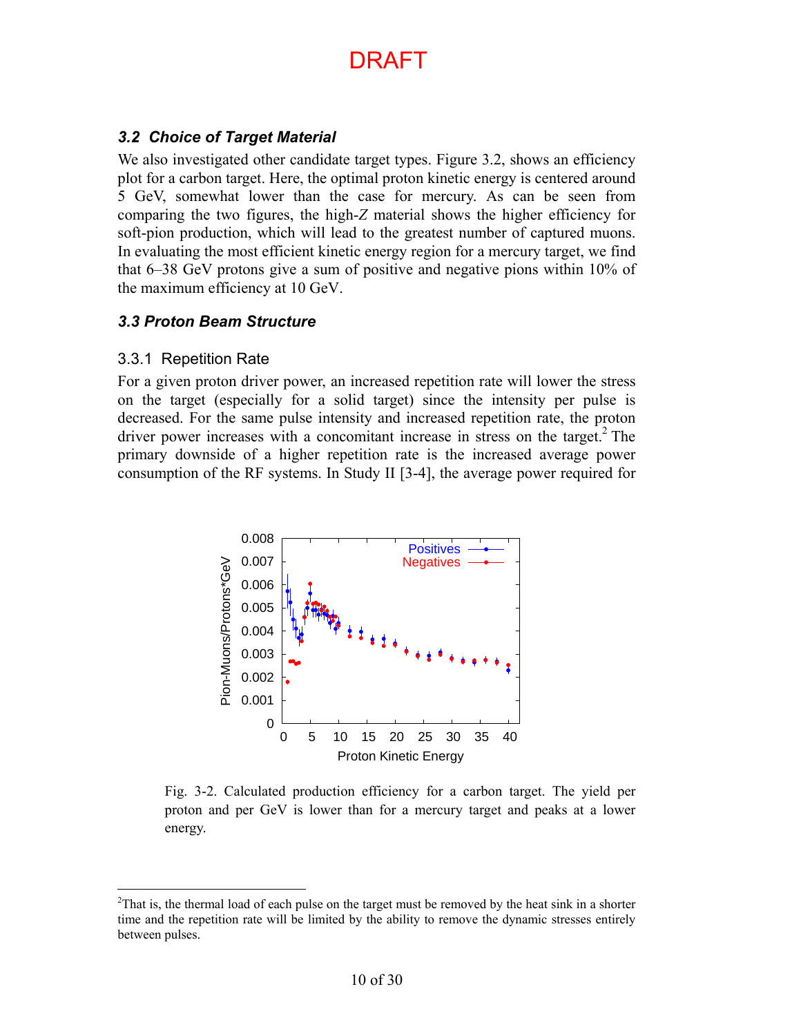DRAFT

### 3.2 Choice of Target Material

We also investigated other candidate target types. Figure 3.2, shows an efficiency plot for a carbon target. Here, the optimal proton kinetic energy is centered around 5 GeV, somewhat lower than the case for mercury. As can be seen from comparing the two figures, the high-*Z* material shows the higher efficiency for soft-pion production, which will lead to the greatest number of captured muons. In evaluating the most efficient kinetic energy region for a mercury target, we find that 6–38 GeV protons give a sum of positive and negative pions within 10% of the maximum efficiency at 10 GeV.

### 3.3 Proton Beam Structure

#### 3.3.1 Repetition Rate

For a given proton driver power, an increased repetition rate will lower the stress on the target (especially for a solid target) since the intensity per pulse is decreased. For the same pulse intensity and increased repetition rate, the proton driver power increases with a concomitant increase in stress on the target.[2] The primary downside of a higher repetition rate is the increased average power consumption of the RF systems. In Study II [3-4], the average power required for

Fig. 3-2. Calculated production efficiency for a carbon target. The yield per proton and per GeV is lower than for a mercury target and peaks at a lower energy.

[2]That is, the thermal load of each pulse on the target must be removed by the heat sink in a shorter time and the repetition rate will be limited by the ability to remove the dynamic stresses entirely between pulses.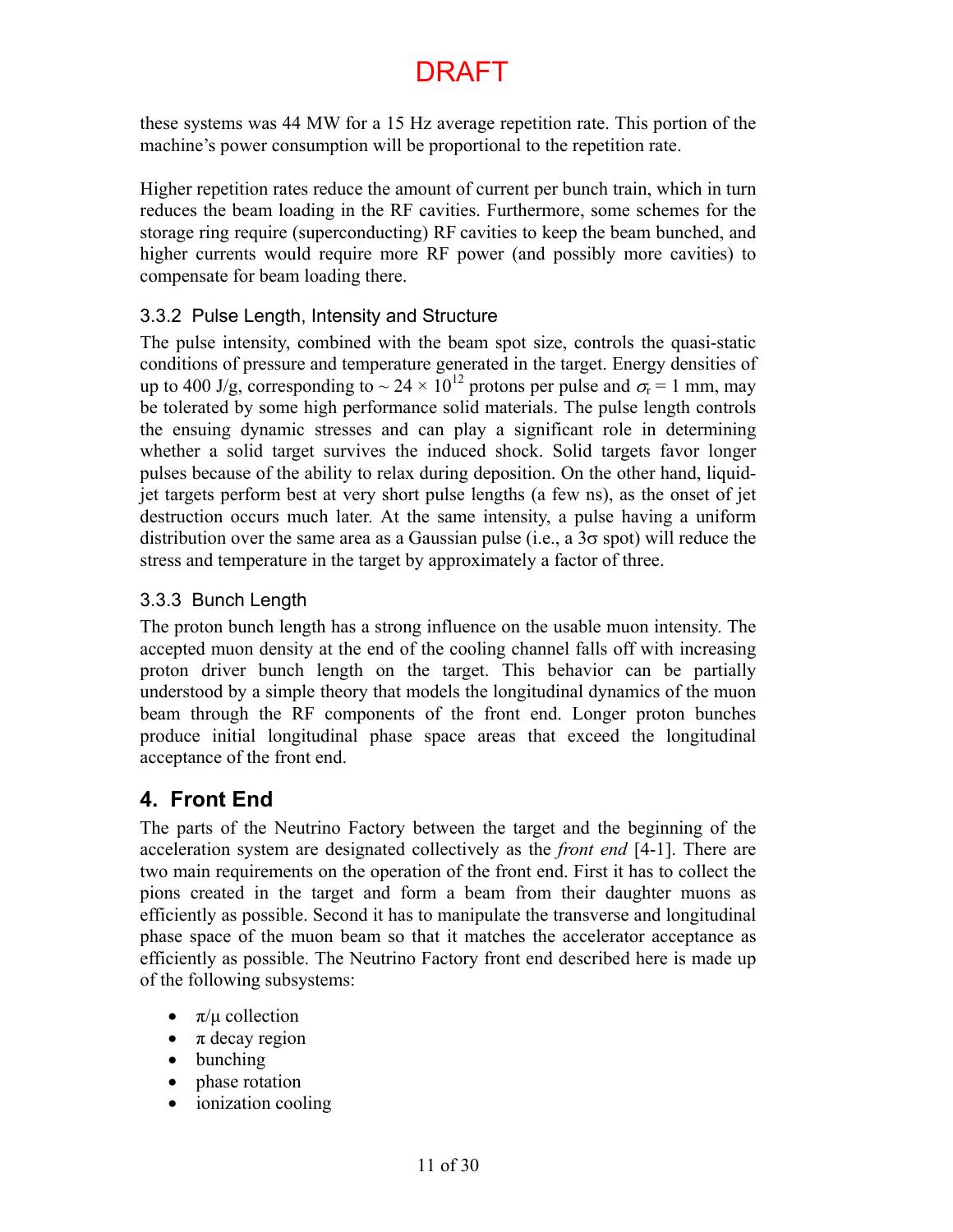these systems was 44 MW for a 15 Hz average repetition rate. This portion of the machine's power consumption will be proportional to the repetition rate.

Higher repetition rates reduce the amount of current per bunch train, which in turn reduces the beam loading in the RF cavities. Furthermore, some schemes for the storage ring require (superconducting) RF cavities to keep the beam bunched, and higher currents would require more RF power (and possibly more cavities) to compensate for beam loading there.

### 3.3.2 Pulse Length, Intensity and Structure

The pulse intensity, combined with the beam spot size, controls the quasi-static conditions of pressure and temperature generated in the target. Energy densities of up to 400 J/g, corresponding to ~ $24 \times 10^{12}$ protons per pulse and $\sigma_r = 1$ mm, may be tolerated by some high performance solid materials. The pulse length controls the ensuing dynamic stresses and can play a significant role in determining whether a solid target survives the induced shock. Solid targets favor longer pulses because of the ability to relax during deposition. On the other hand, liquid-jet targets perform best at very short pulse lengths (a few ns), as the onset of jet destruction occurs much later. At the same intensity, a pulse having a uniform distribution over the same area as a Gaussian pulse (i.e., a $3\sigma$ spot) will reduce the stress and temperature in the target by approximately a factor of three.

### 3.3.3 Bunch Length

The proton bunch length has a strong influence on the usable muon intensity. The accepted muon density at the end of the cooling channel falls off with increasing proton driver bunch length on the target. This behavior can be partially understood by a simple theory that models the longitudinal dynamics of the muon beam through the RF components of the front end. Longer proton bunches produce initial longitudinal phase space areas that exceed the longitudinal acceptance of the front end.

## 4. Front End

The parts of the Neutrino Factory between the target and the beginning of the acceleration system are designated collectively as the *front end* [4-1]. There are two main requirements on the operation of the front end. First it has to collect the pions created in the target and form a beam from their daughter muons as efficiently as possible. Second it has to manipulate the transverse and longitudinal phase space of the muon beam so that it matches the accelerator acceptance as efficiently as possible. The Neutrino Factory front end described here is made up of the following subsystems:

- $\pi/\mu$ collection
- $\pi$ decay region
- bunching
- phase rotation
- ionization cooling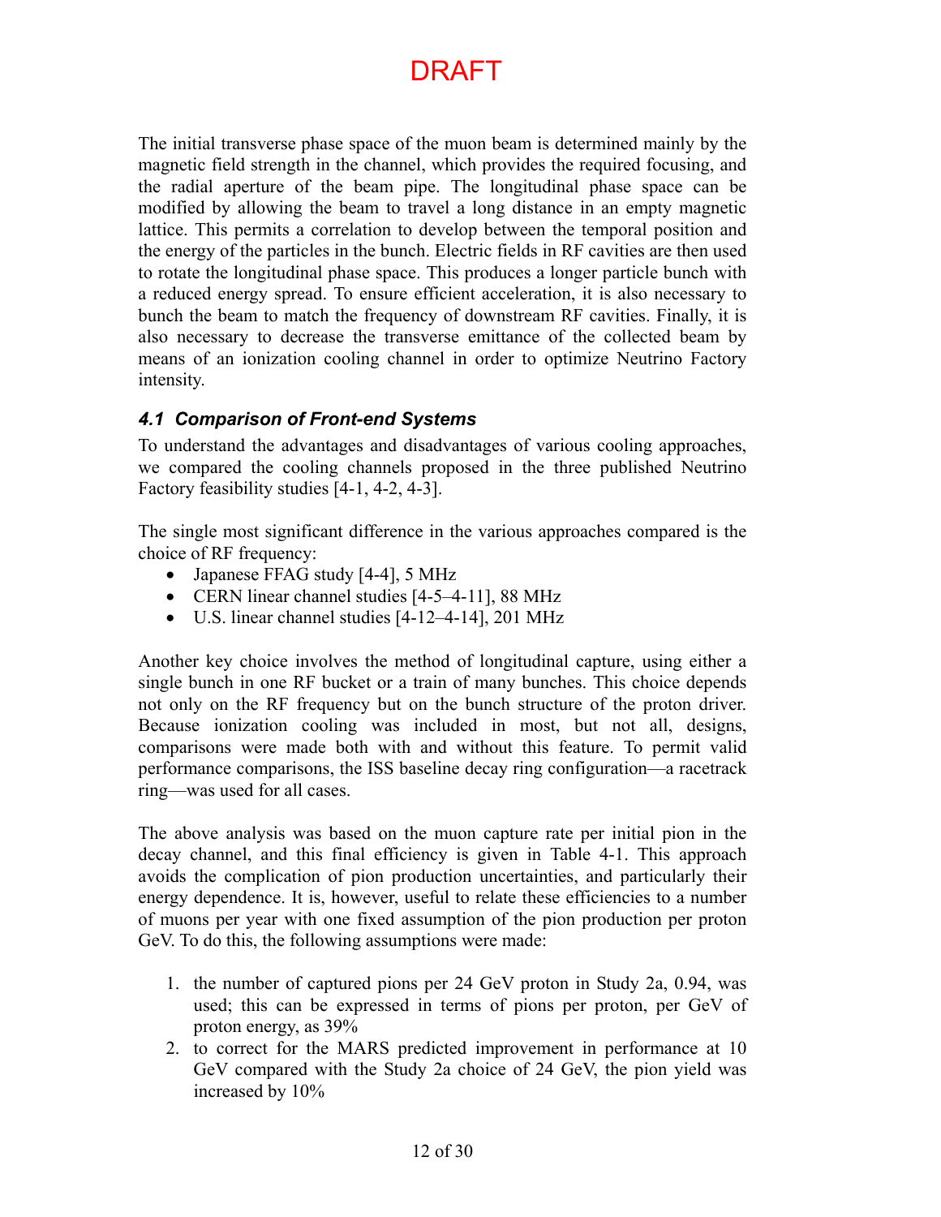DRAFT

The initial transverse phase space of the muon beam is determined mainly by the magnetic field strength in the channel, which provides the required focusing, and the radial aperture of the beam pipe. The longitudinal phase space can be modified by allowing the beam to travel a long distance in an empty magnetic lattice. This permits a correlation to develop between the temporal position and the energy of the particles in the bunch. Electric fields in RF cavities are then used to rotate the longitudinal phase space. This produces a longer particle bunch with a reduced energy spread. To ensure efficient acceleration, it is also necessary to bunch the beam to match the frequency of downstream RF cavities. Finally, it is also necessary to decrease the transverse emittance of the collected beam by means of an ionization cooling channel in order to optimize Neutrino Factory intensity.

### *4.1 Comparison of Front-end Systems*

To understand the advantages and disadvantages of various cooling approaches, we compared the cooling channels proposed in the three published Neutrino Factory feasibility studies [4-1, 4-2, 4-3].

The single most significant difference in the various approaches compared is the choice of RF frequency:

- Japanese FFAG study [4-4], 5 MHz
- CERN linear channel studies [4-5–4-11], 88 MHz
- U.S. linear channel studies [4-12–4-14], 201 MHz

Another key choice involves the method of longitudinal capture, using either a single bunch in one RF bucket or a train of many bunches. This choice depends not only on the RF frequency but on the bunch structure of the proton driver. Because ionization cooling was included in most, but not all, designs, comparisons were made both with and without this feature. To permit valid performance comparisons, the ISS baseline decay ring configuration—a racetrack ring—was used for all cases.

The above analysis was based on the muon capture rate per initial pion in the decay channel, and this final efficiency is given in Table 4-1. This approach avoids the complication of pion production uncertainties, and particularly their energy dependence. It is, however, useful to relate these efficiencies to a number of muons per year with one fixed assumption of the pion production per proton GeV. To do this, the following assumptions were made:

1. the number of captured pions per 24 GeV proton in Study 2a, 0.94, was used; this can be expressed in terms of pions per proton, per GeV of proton energy, as 39%
2. to correct for the MARS predicted improvement in performance at 10 GeV compared with the Study 2a choice of 24 GeV, the pion yield was increased by 10%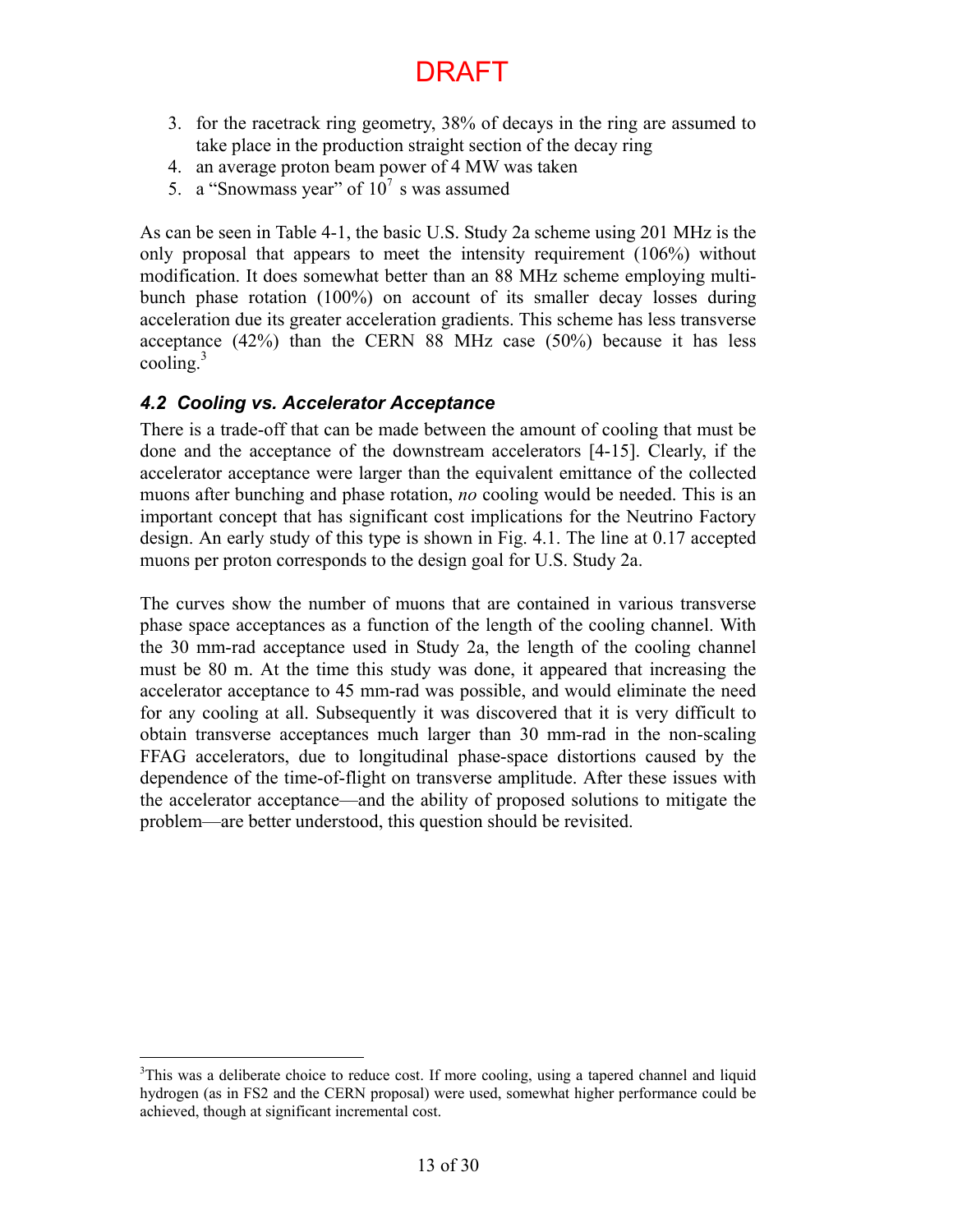3. for the racetrack ring geometry, 38% of decays in the ring are assumed to take place in the production straight section of the decay ring
4. an average proton beam power of 4 MW was taken
5. a "Snowmass year" of $10^7$ s was assumed

As can be seen in Table 4-1, the basic U.S. Study 2a scheme using 201 MHz is the only proposal that appears to meet the intensity requirement (106%) without modification. It does somewhat better than an 88 MHz scheme employing multi-bunch phase rotation (100%) on account of its smaller decay losses during acceleration due its greater acceleration gradients. This scheme has less transverse acceptance (42%) than the CERN 88 MHz case (50%) because it has less cooling.[3]

### 4.2 Cooling vs. Accelerator Acceptance

There is a trade-off that can be made between the amount of cooling that must be done and the acceptance of the downstream accelerators [4-15]. Clearly, if the accelerator acceptance were larger than the equivalent emittance of the collected muons after bunching and phase rotation, *no* cooling would be needed. This is an important concept that has significant cost implications for the Neutrino Factory design. An early study of this type is shown in Fig. 4.1. The line at 0.17 accepted muons per proton corresponds to the design goal for U.S. Study 2a.

The curves show the number of muons that are contained in various transverse phase space acceptances as a function of the length of the cooling channel. With the 30 mm-rad acceptance used in Study 2a, the length of the cooling channel must be 80 m. At the time this study was done, it appeared that increasing the accelerator acceptance to 45 mm-rad was possible, and would eliminate the need for any cooling at all. Subsequently it was discovered that it is very difficult to obtain transverse acceptances much larger than 30 mm-rad in the non-scaling FFAG accelerators, due to longitudinal phase-space distortions caused by the dependence of the time-of-flight on transverse amplitude. After these issues with the accelerator acceptance—and the ability of proposed solutions to mitigate the problem—are better understood, this question should be revisited.

---

[3] This was a deliberate choice to reduce cost. If more cooling, using a tapered channel and liquid hydrogen (as in FS2 and the CERN proposal) were used, somewhat higher performance could be achieved, though at significant incremental cost.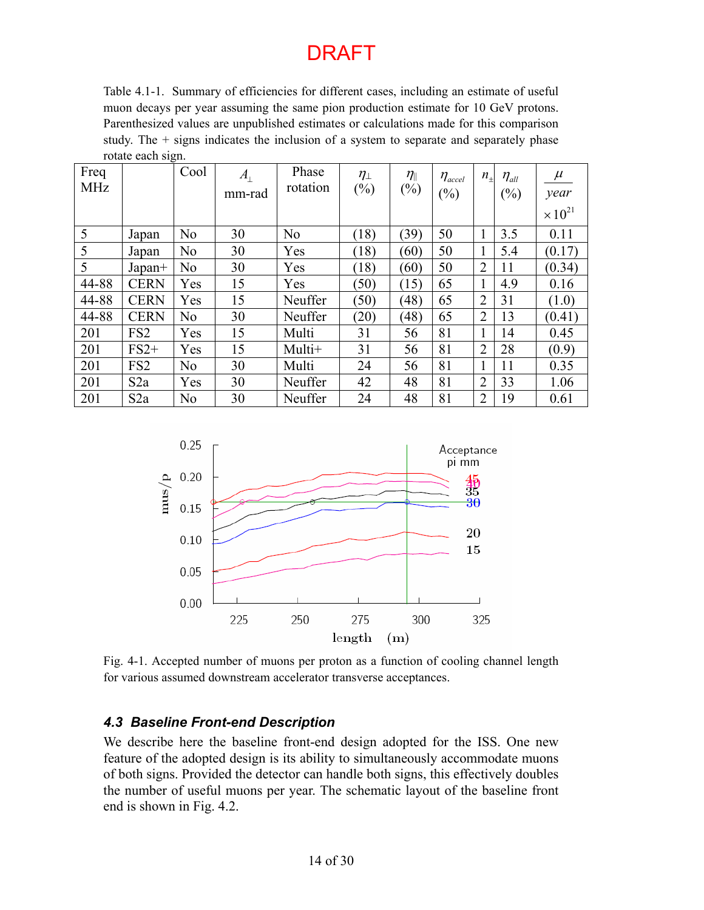DRAFT

Table 4.1-1. Summary of efficiencies for different cases, including an estimate of useful muon decays per year assuming the same pion production estimate for 10 GeV protons. Parenthesized values are unpublished estimates or calculations made for this comparison study. The + signs indicates the inclusion of a system to separate and separately phase rotate each sign.

| Freq MHz | | Cool | $A_\perp$ mm-rad | Phase rotation | $\eta_\perp$ (%) | $\eta_\parallel$ (%) | $\eta_{accel}$ (%) | $n_\pm$ | $\eta_{all}$ (%) | $\frac{\mu}{year} \times 10^{21}$ |
|---|---|---|---|---|---|---|---|---|---|---|
| 5 | Japan | No | 30 | No | (18) | (39) | 50 | 1 | 3.5 | 0.11 |
| 5 | Japan | No | 30 | Yes | (18) | (60) | 50 | 1 | 5.4 | (0.17) |
| 5 | Japan+ | No | 30 | Yes | (18) | (60) | 50 | 2 | 11 | (0.34) |
| 44-88 | CERN | Yes | 15 | Yes | (50) | (15) | 65 | 1 | 4.9 | 0.16 |
| 44-88 | CERN | Yes | 15 | Neuffer | (50) | (48) | 65 | 2 | 31 | (1.0) |
| 44-88 | CERN | No | 30 | Neuffer | (20) | (48) | 65 | 2 | 13 | (0.41) |
| 201 | FS2 | Yes | 15 | Multi | 31 | 56 | 81 | 1 | 14 | 0.45 |
| 201 | FS2+ | Yes | 15 | Multi+ | 31 | 56 | 81 | 2 | 28 | (0.9) |
| 201 | FS2 | No | 30 | Multi | 24 | 56 | 81 | 1 | 11 | 0.35 |
| 201 | S2a | Yes | 30 | Neuffer | 42 | 48 | 81 | 2 | 33 | 1.06 |
| 201 | S2a | No | 30 | Neuffer | 24 | 48 | 81 | 2 | 19 | 0.61 |

Fig. 4-1. Accepted number of muons per proton as a function of cooling channel length for various assumed downstream accelerator transverse acceptances.

### 4.3 Baseline Front-end Description

We describe here the baseline front-end design adopted for the ISS. One new feature of the adopted design is its ability to simultaneously accommodate muons of both signs. Provided the detector can handle both signs, this effectively doubles the number of useful muons per year. The schematic layout of the baseline front end is shown in Fig. 4.2.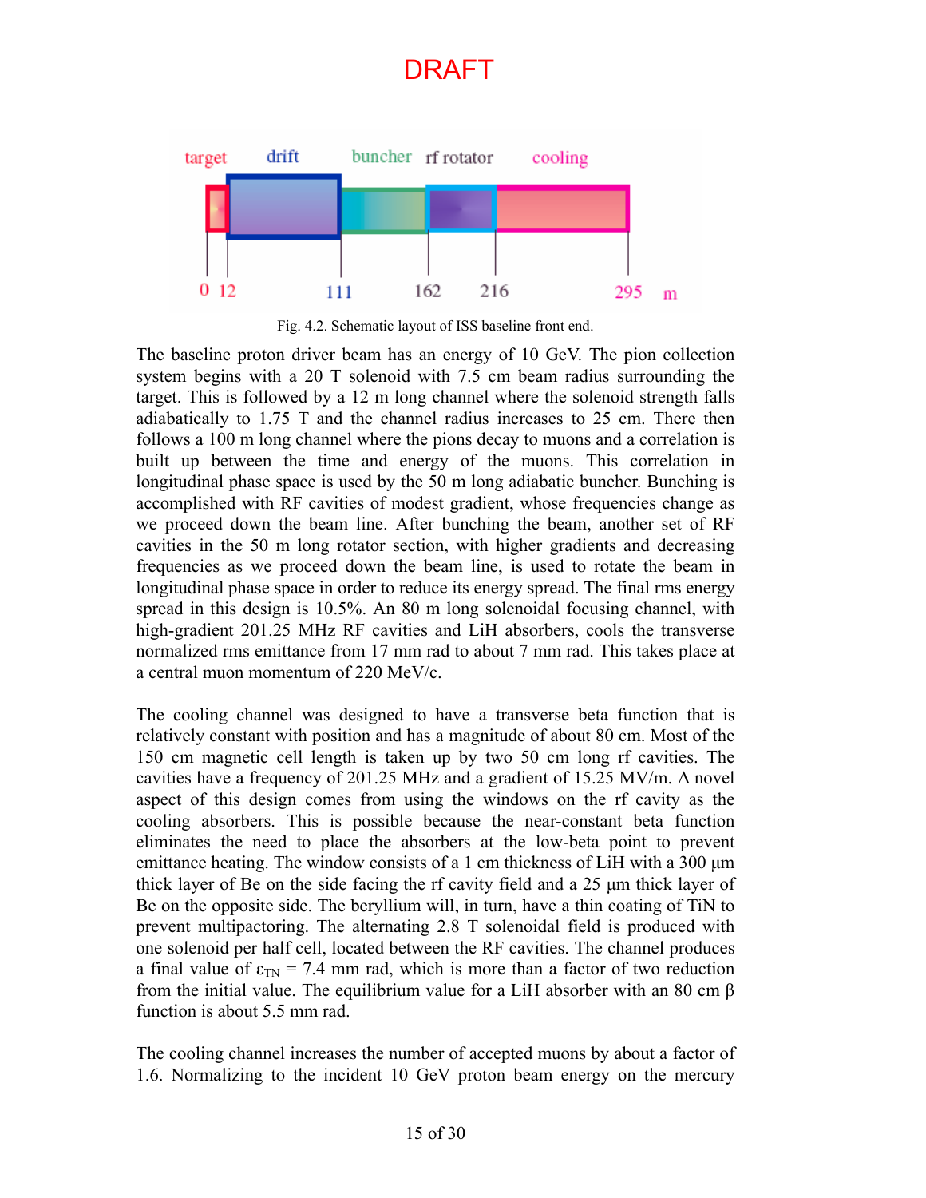DRAFT

Fig. 4.2. Schematic layout of ISS baseline front end.

The baseline proton driver beam has an energy of 10 GeV. The pion collection system begins with a 20 T solenoid with 7.5 cm beam radius surrounding the target. This is followed by a 12 m long channel where the solenoid strength falls adiabatically to 1.75 T and the channel radius increases to 25 cm. There then follows a 100 m long channel where the pions decay to muons and a correlation is built up between the time and energy of the muons. This correlation in longitudinal phase space is used by the 50 m long adiabatic buncher. Bunching is accomplished with RF cavities of modest gradient, whose frequencies change as we proceed down the beam line. After bunching the beam, another set of RF cavities in the 50 m long rotator section, with higher gradients and decreasing frequencies as we proceed down the beam line, is used to rotate the beam in longitudinal phase space in order to reduce its energy spread. The final rms energy spread in this design is 10.5%. An 80 m long solenoidal focusing channel, with high-gradient 201.25 MHz RF cavities and LiH absorbers, cools the transverse normalized rms emittance from 17 mm rad to about 7 mm rad. This takes place at a central muon momentum of 220 MeV/c.

The cooling channel was designed to have a transverse beta function that is relatively constant with position and has a magnitude of about 80 cm. Most of the 150 cm magnetic cell length is taken up by two 50 cm long rf cavities. The cavities have a frequency of 201.25 MHz and a gradient of 15.25 MV/m. A novel aspect of this design comes from using the windows on the rf cavity as the cooling absorbers. This is possible because the near-constant beta function eliminates the need to place the absorbers at the low-beta point to prevent emittance heating. The window consists of a 1 cm thickness of LiH with a 300 μm thick layer of Be on the side facing the rf cavity field and a 25 μm thick layer of Be on the opposite side. The beryllium will, in turn, have a thin coating of TiN to prevent multipactoring. The alternating 2.8 T solenoidal field is produced with one solenoid per half cell, located between the RF cavities. The channel produces a final value of $\varepsilon_{TN}$ = 7.4 mm rad, which is more than a factor of two reduction from the initial value. The equilibrium value for a LiH absorber with an 80 cm $\beta$ function is about 5.5 mm rad.

The cooling channel increases the number of accepted muons by about a factor of 1.6. Normalizing to the incident 10 GeV proton beam energy on the mercury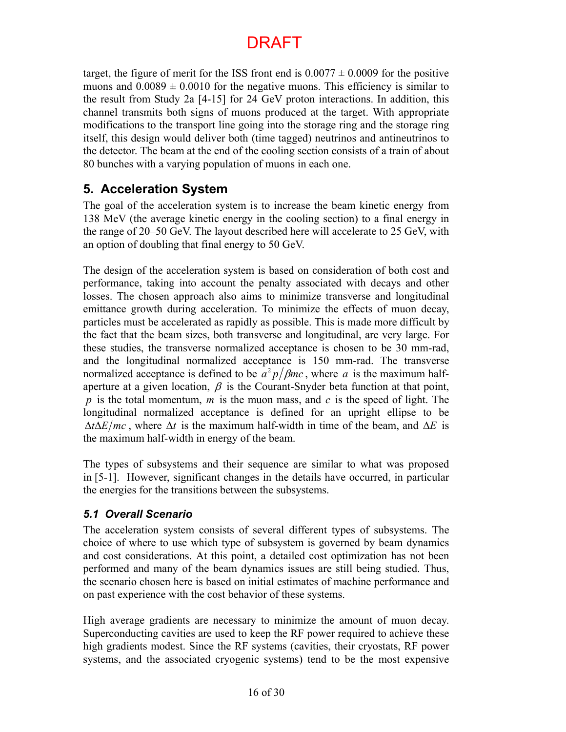target, the figure of merit for the ISS front end is $0.0077 \pm 0.0009$ for the positive muons and $0.0089 \pm 0.0010$ for the negative muons. This efficiency is similar to the result from Study 2a [4-15] for 24 GeV proton interactions. In addition, this channel transmits both signs of muons produced at the target. With appropriate modifications to the transport line going into the storage ring and the storage ring itself, this design would deliver both (time tagged) neutrinos and antineutrinos to the detector. The beam at the end of the cooling section consists of a train of about 80 bunches with a varying population of muons in each one.

## 5. Acceleration System

The goal of the acceleration system is to increase the beam kinetic energy from 138 MeV (the average kinetic energy in the cooling section) to a final energy in the range of 20–50 GeV. The layout described here will accelerate to 25 GeV, with an option of doubling that final energy to 50 GeV.

The design of the acceleration system is based on consideration of both cost and performance, taking into account the penalty associated with decays and other losses. The chosen approach also aims to minimize transverse and longitudinal emittance growth during acceleration. To minimize the effects of muon decay, particles must be accelerated as rapidly as possible. This is made more difficult by the fact that the beam sizes, both transverse and longitudinal, are very large. For these studies, the transverse normalized acceptance is chosen to be 30 mm-rad, and the longitudinal normalized acceptance is 150 mm-rad. The transverse normalized acceptance is defined to be $a^2 p/\beta mc$, where $a$ is the maximum half-aperture at a given location, $\beta$ is the Courant-Snyder beta function at that point, $p$ is the total momentum, $m$ is the muon mass, and $c$ is the speed of light. The longitudinal normalized acceptance is defined for an upright ellipse to be $\Delta t \Delta E/mc$, where $\Delta t$ is the maximum half-width in time of the beam, and $\Delta E$ is the maximum half-width in energy of the beam.

The types of subsystems and their sequence are similar to what was proposed in [5-1]. However, significant changes in the details have occurred, in particular the energies for the transitions between the subsystems.

### *5.1 Overall Scenario*

The acceleration system consists of several different types of subsystems. The choice of where to use which type of subsystem is governed by beam dynamics and cost considerations. At this point, a detailed cost optimization has not been performed and many of the beam dynamics issues are still being studied. Thus, the scenario chosen here is based on initial estimates of machine performance and on past experience with the cost behavior of these systems.

High average gradients are necessary to minimize the amount of muon decay. Superconducting cavities are used to keep the RF power required to achieve these high gradients modest. Since the RF systems (cavities, their cryostats, RF power systems, and the associated cryogenic systems) tend to be the most expensive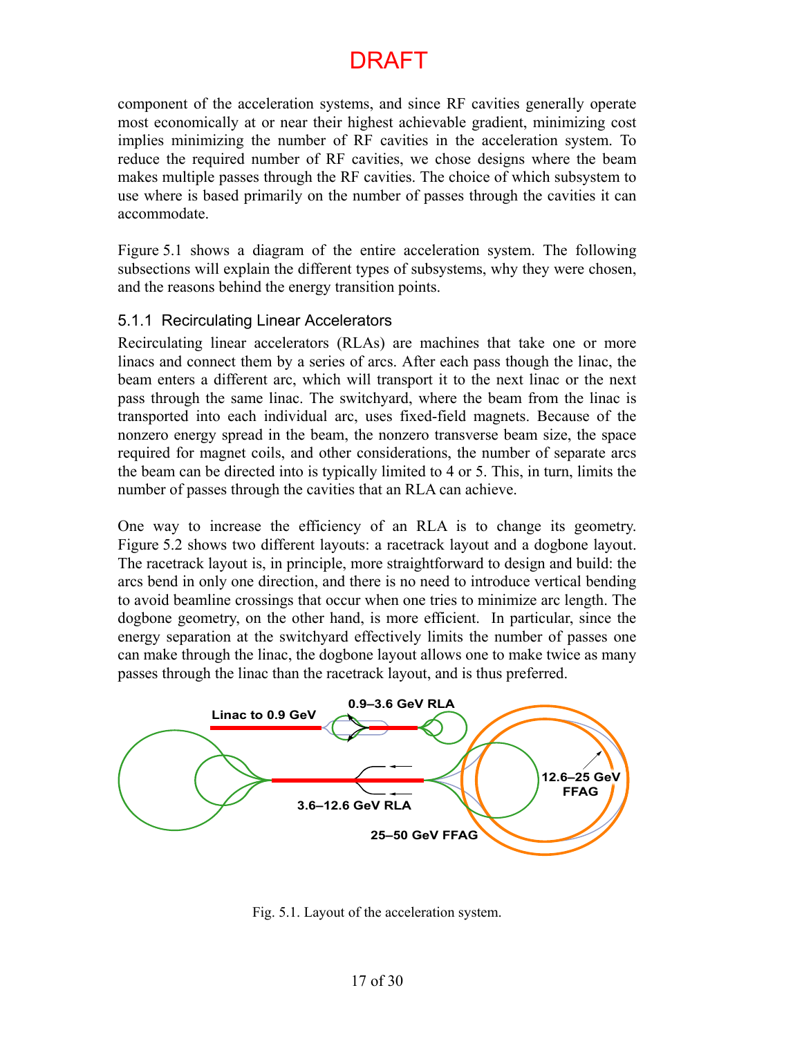component of the acceleration systems, and since RF cavities generally operate most economically at or near their highest achievable gradient, minimizing cost implies minimizing the number of RF cavities in the acceleration system. To reduce the required number of RF cavities, we chose designs where the beam makes multiple passes through the RF cavities. The choice of which subsystem to use where is based primarily on the number of passes through the cavities it can accommodate.

Figure 5.1 shows a diagram of the entire acceleration system. The following subsections will explain the different types of subsystems, why they were chosen, and the reasons behind the energy transition points.

### 5.1.1 Recirculating Linear Accelerators

Recirculating linear accelerators (RLAs) are machines that take one or more linacs and connect them by a series of arcs. After each pass though the linac, the beam enters a different arc, which will transport it to the next linac or the next pass through the same linac. The switchyard, where the beam from the linac is transported into each individual arc, uses fixed-field magnets. Because of the nonzero energy spread in the beam, the nonzero transverse beam size, the space required for magnet coils, and other considerations, the number of separate arcs the beam can be directed into is typically limited to 4 or 5. This, in turn, limits the number of passes through the cavities that an RLA can achieve.

One way to increase the efficiency of an RLA is to change its geometry. Figure 5.2 shows two different layouts: a racetrack layout and a dogbone layout. The racetrack layout is, in principle, more straightforward to design and build: the arcs bend in only one direction, and there is no need to introduce vertical bending to avoid beamline crossings that occur when one tries to minimize arc length. The dogbone geometry, on the other hand, is more efficient. In particular, since the energy separation at the switchyard effectively limits the number of passes one can make through the linac, the dogbone layout allows one to make twice as many passes through the linac than the racetrack layout, and is thus preferred.

Linac to 0.9 GeV

0.9–3.6 GeV RLA

3.6–12.6 GeV RLA

12.6–25 GeV FFAG

25–50 GeV FFAG

Fig. 5.1. Layout of the acceleration system.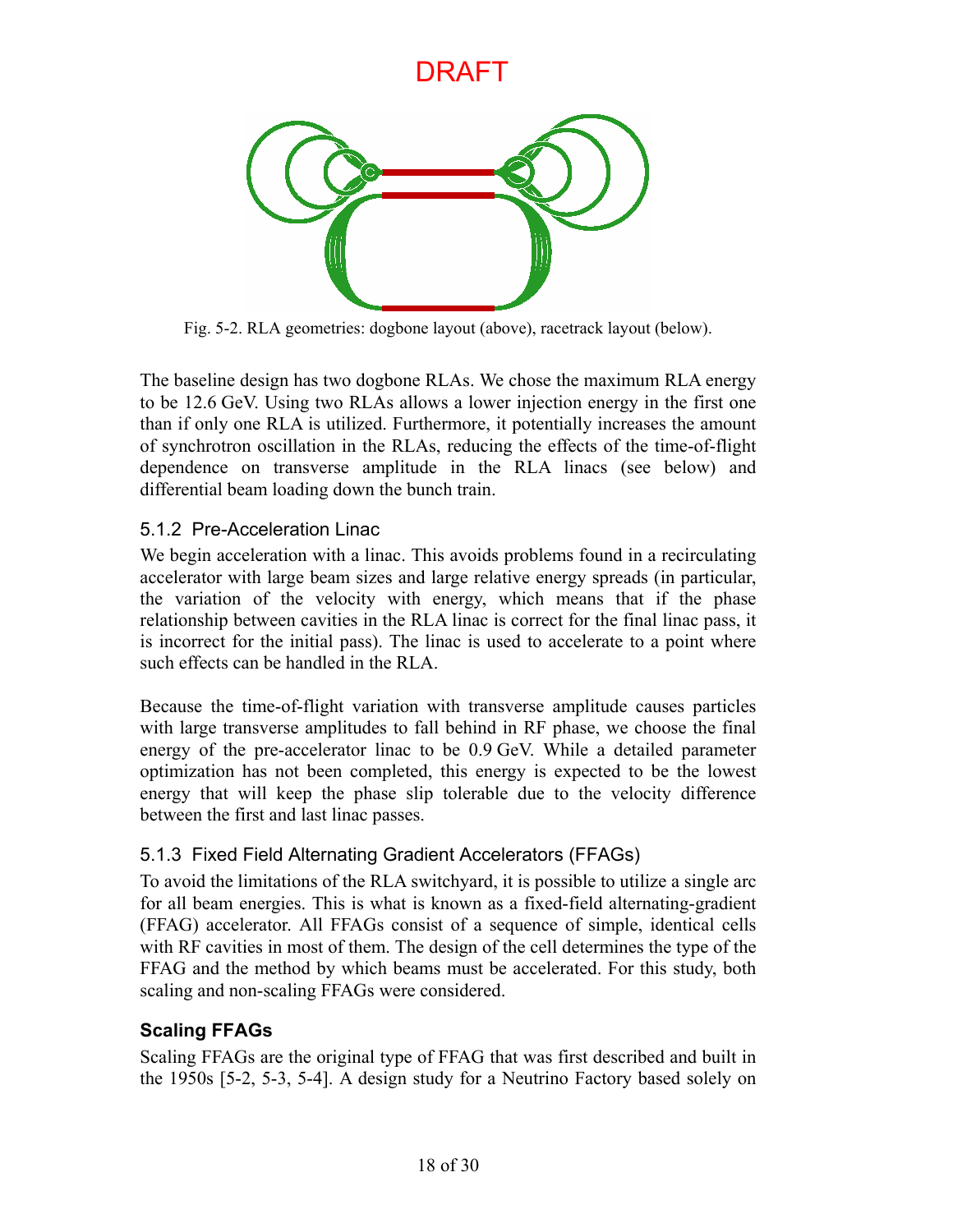DRAFT

Fig. 5-2. RLA geometries: dogbone layout (above), racetrack layout (below).

The baseline design has two dogbone RLAs. We chose the maximum RLA energy to be 12.6 GeV. Using two RLAs allows a lower injection energy in the first one than if only one RLA is utilized. Furthermore, it potentially increases the amount of synchrotron oscillation in the RLAs, reducing the effects of the time-of-flight dependence on transverse amplitude in the RLA linacs (see below) and differential beam loading down the bunch train.

### 5.1.2 Pre-Acceleration Linac

We begin acceleration with a linac. This avoids problems found in a recirculating accelerator with large beam sizes and large relative energy spreads (in particular, the variation of the velocity with energy, which means that if the phase relationship between cavities in the RLA linac is correct for the final linac pass, it is incorrect for the initial pass). The linac is used to accelerate to a point where such effects can be handled in the RLA.

Because the time-of-flight variation with transverse amplitude causes particles with large transverse amplitudes to fall behind in RF phase, we choose the final energy of the pre-accelerator linac to be 0.9 GeV. While a detailed parameter optimization has not been completed, this energy is expected to be the lowest energy that will keep the phase slip tolerable due to the velocity difference between the first and last linac passes.

### 5.1.3 Fixed Field Alternating Gradient Accelerators (FFAGs)

To avoid the limitations of the RLA switchyard, it is possible to utilize a single arc for all beam energies. This is what is known as a fixed-field alternating-gradient (FFAG) accelerator. All FFAGs consist of a sequence of simple, identical cells with RF cavities in most of them. The design of the cell determines the type of the FFAG and the method by which beams must be accelerated. For this study, both scaling and non-scaling FFAGs were considered.

#### Scaling FFAGs

Scaling FFAGs are the original type of FFAG that was first described and built in the 1950s [5-2, 5-3, 5-4]. A design study for a Neutrino Factory based solely on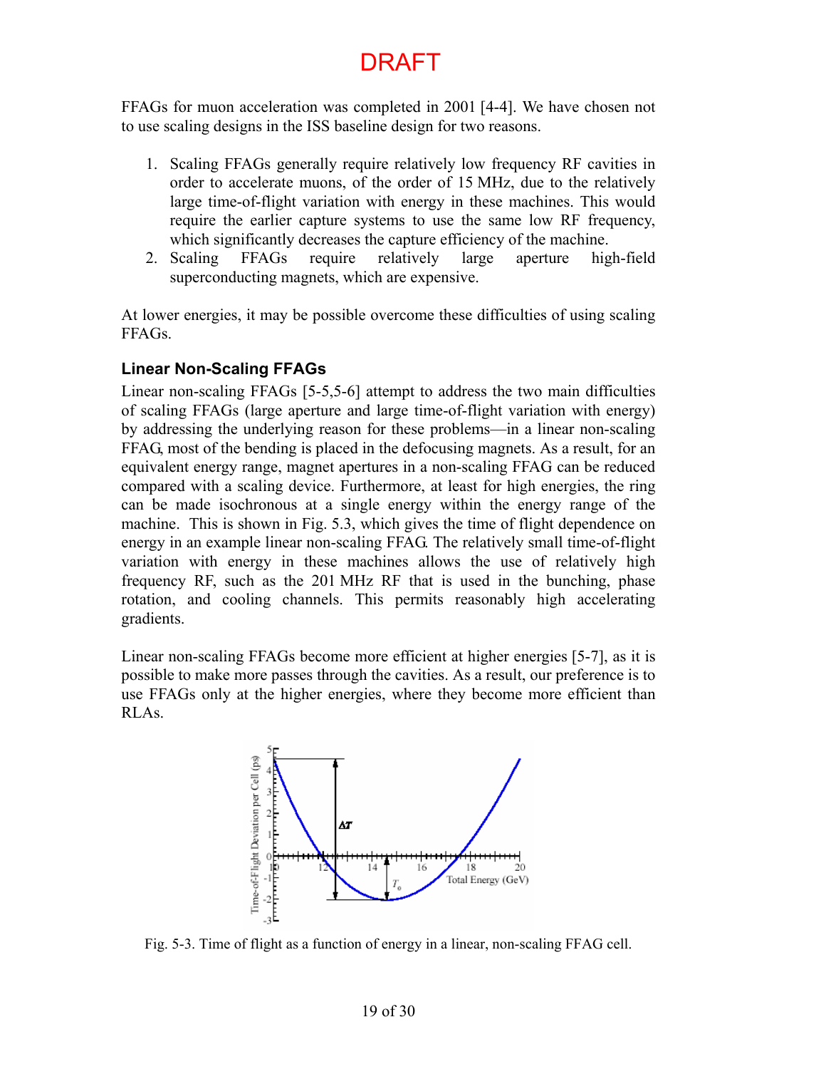FFAGs for muon acceleration was completed in 2001 [4-4]. We have chosen not to use scaling designs in the ISS baseline design for two reasons.

1. Scaling FFAGs generally require relatively low frequency RF cavities in order to accelerate muons, of the order of 15 MHz, due to the relatively large time-of-flight variation with energy in these machines. This would require the earlier capture systems to use the same low RF frequency, which significantly decreases the capture efficiency of the machine.
2. Scaling FFAGs require relatively large aperture high-field superconducting magnets, which are expensive.

At lower energies, it may be possible overcome these difficulties of using scaling FFAGs.

### Linear Non-Scaling FFAGs

Linear non-scaling FFAGs [5-5,5-6] attempt to address the two main difficulties of scaling FFAGs (large aperture and large time-of-flight variation with energy) by addressing the underlying reason for these problems—in a linear non-scaling FFAG, most of the bending is placed in the defocusing magnets. As a result, for an equivalent energy range, magnet apertures in a non-scaling FFAG can be reduced compared with a scaling device. Furthermore, at least for high energies, the ring can be made isochronous at a single energy within the energy range of the machine. This is shown in Fig. 5.3, which gives the time of flight dependence on energy in an example linear non-scaling FFAG. The relatively small time-of-flight variation with energy in these machines allows the use of relatively high frequency RF, such as the 201 MHz RF that is used in the bunching, phase rotation, and cooling channels. This permits reasonably high accelerating gradients.

Linear non-scaling FFAGs become more efficient at higher energies [5-7], as it is possible to make more passes through the cavities. As a result, our preference is to use FFAGs only at the higher energies, where they become more efficient than RLAs.

Fig. 5-3. Time of flight as a function of energy in a linear, non-scaling FFAG cell.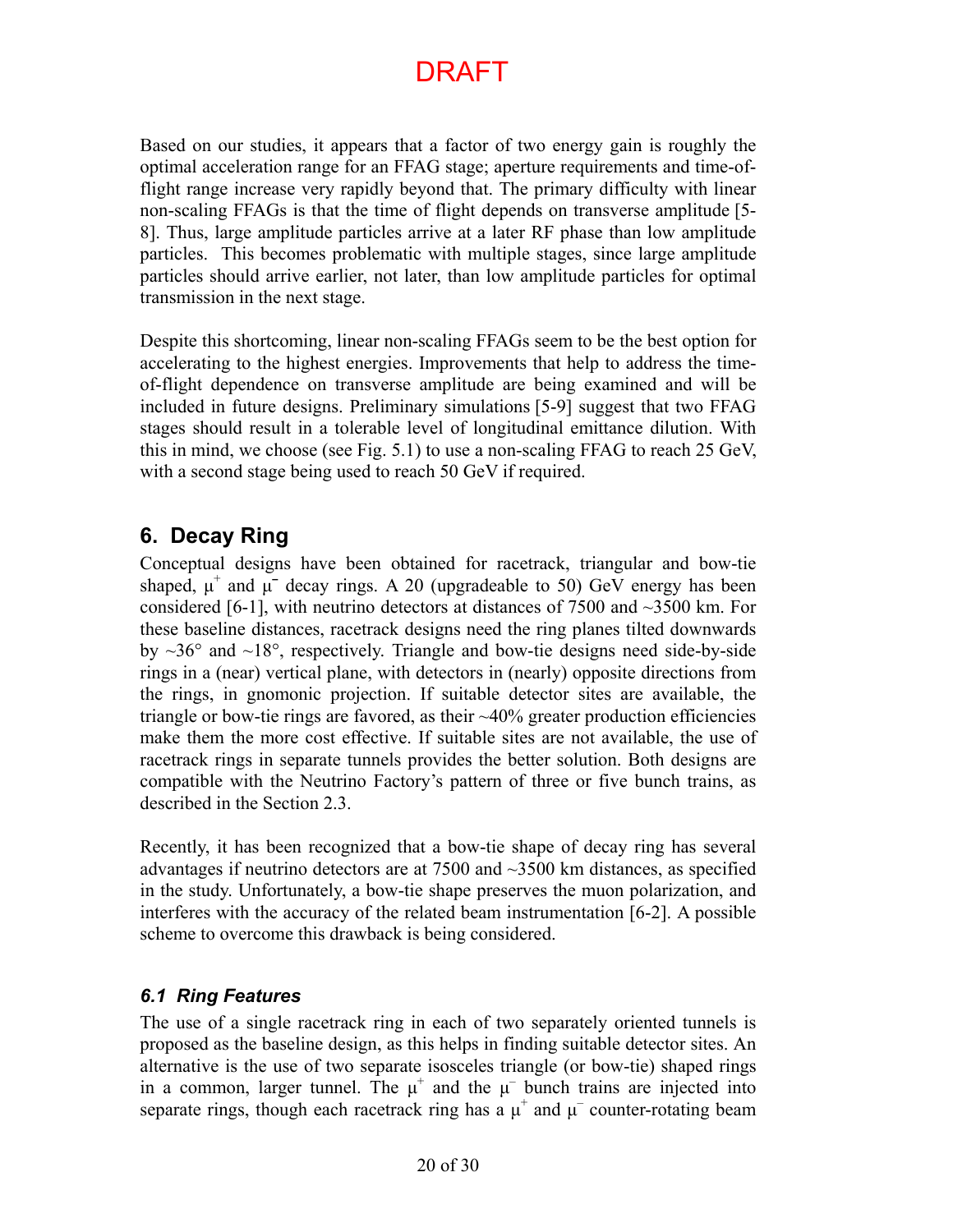Based on our studies, it appears that a factor of two energy gain is roughly the optimal acceleration range for an FFAG stage; aperture requirements and time-of-flight range increase very rapidly beyond that. The primary difficulty with linear non-scaling FFAGs is that the time of flight depends on transverse amplitude [5-8]. Thus, large amplitude particles arrive at a later RF phase than low amplitude particles. This becomes problematic with multiple stages, since large amplitude particles should arrive earlier, not later, than low amplitude particles for optimal transmission in the next stage.

Despite this shortcoming, linear non-scaling FFAGs seem to be the best option for accelerating to the highest energies. Improvements that help to address the time-of-flight dependence on transverse amplitude are being examined and will be included in future designs. Preliminary simulations [5-9] suggest that two FFAG stages should result in a tolerable level of longitudinal emittance dilution. With this in mind, we choose (see Fig. 5.1) to use a non-scaling FFAG to reach 25 GeV, with a second stage being used to reach 50 GeV if required.

## 6. Decay Ring

Conceptual designs have been obtained for racetrack, triangular and bow-tie shaped, $\mu^+$ and $\mu^-$ decay rings. A 20 (upgradeable to 50) GeV energy has been considered [6-1], with neutrino detectors at distances of 7500 and ~3500 km. For these baseline distances, racetrack designs need the ring planes tilted downwards by ~36° and ~18°, respectively. Triangle and bow-tie designs need side-by-side rings in a (near) vertical plane, with detectors in (nearly) opposite directions from the rings, in gnomonic projection. If suitable detector sites are available, the triangle or bow-tie rings are favored, as their ~40% greater production efficiencies make them the more cost effective. If suitable sites are not available, the use of racetrack rings in separate tunnels provides the better solution. Both designs are compatible with the Neutrino Factory's pattern of three or five bunch trains, as described in the Section 2.3.

Recently, it has been recognized that a bow-tie shape of decay ring has several advantages if neutrino detectors are at 7500 and ~3500 km distances, as specified in the study. Unfortunately, a bow-tie shape preserves the muon polarization, and interferes with the accuracy of the related beam instrumentation [6-2]. A possible scheme to overcome this drawback is being considered.

### *6.1 Ring Features*

The use of a single racetrack ring in each of two separately oriented tunnels is proposed as the baseline design, as this helps in finding suitable detector sites. An alternative is the use of two separate isosceles triangle (or bow-tie) shaped rings in a common, larger tunnel. The $\mu^+$ and the $\mu^-$ bunch trains are injected into separate rings, though each racetrack ring has a $\mu^+$ and $\mu^-$ counter-rotating beam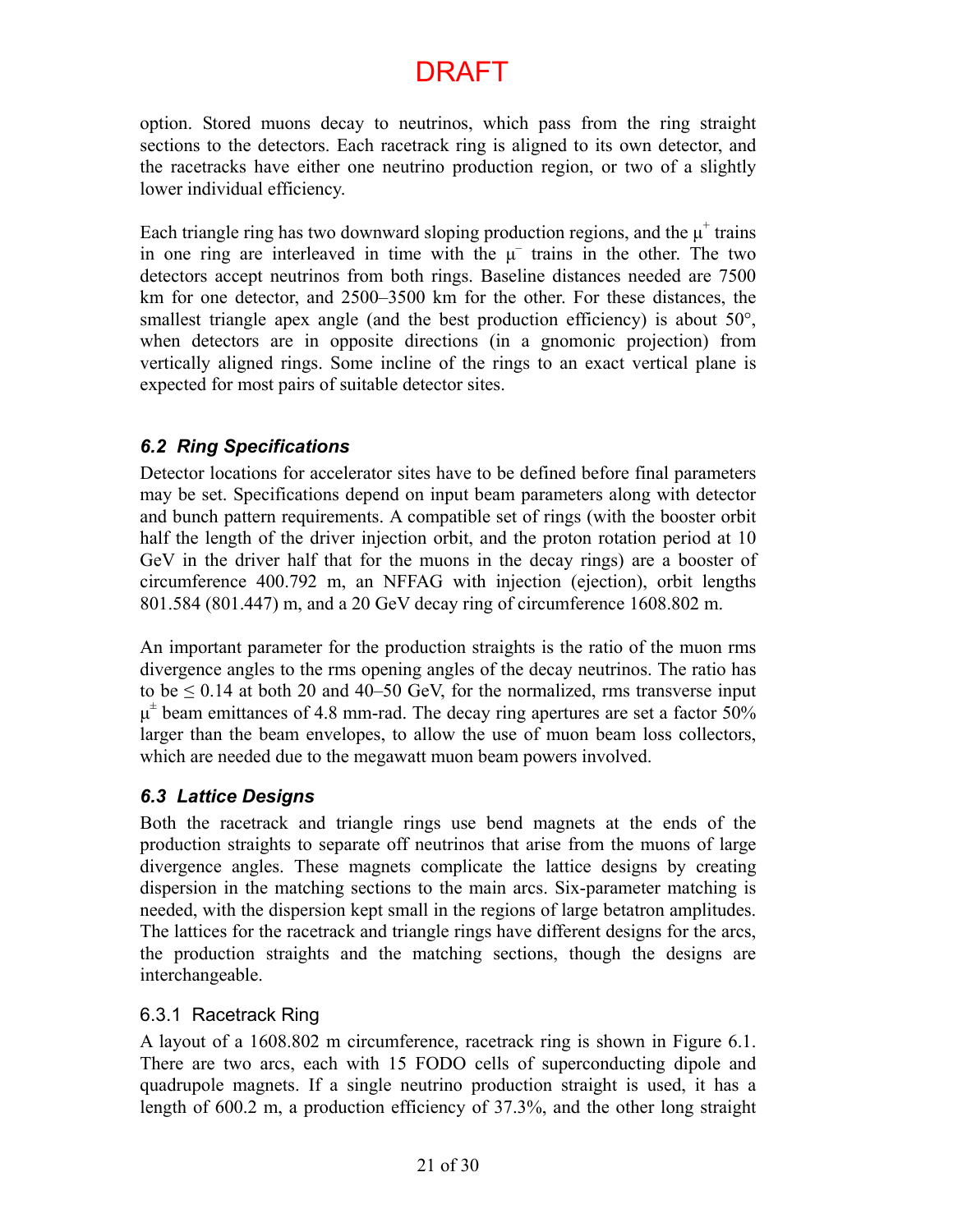option. Stored muons decay to neutrinos, which pass from the ring straight sections to the detectors. Each racetrack ring is aligned to its own detector, and the racetracks have either one neutrino production region, or two of a slightly lower individual efficiency.

Each triangle ring has two downward sloping production regions, and the $\mu^+$ trains in one ring are interleaved in time with the $\mu^-$ trains in the other. The two detectors accept neutrinos from both rings. Baseline distances needed are 7500 km for one detector, and 2500–3500 km for the other. For these distances, the smallest triangle apex angle (and the best production efficiency) is about 50°, when detectors are in opposite directions (in a gnomonic projection) from vertically aligned rings. Some incline of the rings to an exact vertical plane is expected for most pairs of suitable detector sites.

### *6.2 Ring Specifications*

Detector locations for accelerator sites have to be defined before final parameters may be set. Specifications depend on input beam parameters along with detector and bunch pattern requirements. A compatible set of rings (with the booster orbit half the length of the driver injection orbit, and the proton rotation period at 10 GeV in the driver half that for the muons in the decay rings) are a booster of circumference 400.792 m, an NFFAG with injection (ejection), orbit lengths 801.584 (801.447) m, and a 20 GeV decay ring of circumference 1608.802 m.

An important parameter for the production straights is the ratio of the muon rms divergence angles to the rms opening angles of the decay neutrinos. The ratio has to be $\leq 0.14$ at both 20 and 40–50 GeV, for the normalized, rms transverse input $\mu^{\pm}$ beam emittances of 4.8 mm-rad. The decay ring apertures are set a factor 50% larger than the beam envelopes, to allow the use of muon beam loss collectors, which are needed due to the megawatt muon beam powers involved.

### *6.3 Lattice Designs*

Both the racetrack and triangle rings use bend magnets at the ends of the production straights to separate off neutrinos that arise from the muons of large divergence angles. These magnets complicate the lattice designs by creating dispersion in the matching sections to the main arcs. Six-parameter matching is needed, with the dispersion kept small in the regions of large betatron amplitudes. The lattices for the racetrack and triangle rings have different designs for the arcs, the production straights and the matching sections, though the designs are interchangeable.

#### 6.3.1 Racetrack Ring

A layout of a 1608.802 m circumference, racetrack ring is shown in Figure 6.1. There are two arcs, each with 15 FODO cells of superconducting dipole and quadrupole magnets. If a single neutrino production straight is used, it has a length of 600.2 m, a production efficiency of 37.3%, and the other long straight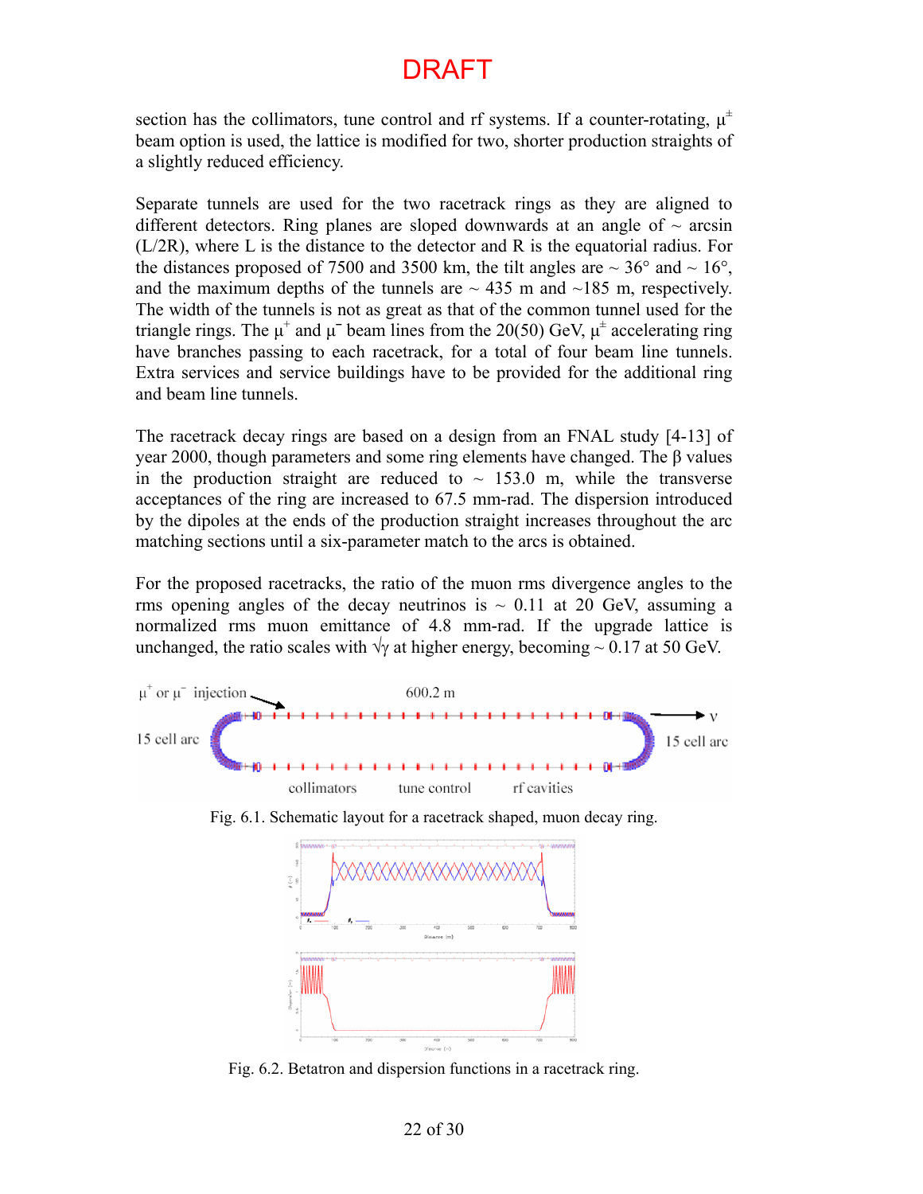section has the collimators, tune control and rf systems. If a counter-rotating, $\mu^{\pm}$ beam option is used, the lattice is modified for two, shorter production straights of a slightly reduced efficiency.

Separate tunnels are used for the two racetrack rings as they are aligned to different detectors. Ring planes are sloped downwards at an angle of ~ arcsin (L/2R), where L is the distance to the detector and R is the equatorial radius. For the distances proposed of 7500 and 3500 km, the tilt angles are ~ 36° and ~ 16°, and the maximum depths of the tunnels are ~ 435 m and ~185 m, respectively. The width of the tunnels is not as great as that of the common tunnel used for the triangle rings. The $\mu^{+}$ and $\mu^{-}$ beam lines from the 20(50) GeV, $\mu^{\pm}$ accelerating ring have branches passing to each racetrack, for a total of four beam line tunnels. Extra services and service buildings have to be provided for the additional ring and beam line tunnels.

The racetrack decay rings are based on a design from an FNAL study [4-13] of year 2000, though parameters and some ring elements have changed. The β values in the production straight are reduced to ~ 153.0 m, while the transverse acceptances of the ring are increased to 67.5 mm-rad. The dispersion introduced by the dipoles at the ends of the production straight increases throughout the arc matching sections until a six-parameter match to the arcs is obtained.

For the proposed racetracks, the ratio of the muon rms divergence angles to the rms opening angles of the decay neutrinos is ~ 0.11 at 20 GeV, assuming a normalized rms muon emittance of 4.8 mm-rad. If the upgrade lattice is unchanged, the ratio scales with $\sqrt{\gamma}$ at higher energy, becoming ~ 0.17 at 50 GeV.

Fig. 6.1. Schematic layout for a racetrack shaped, muon decay ring.

Fig. 6.2. Betatron and dispersion functions in a racetrack ring.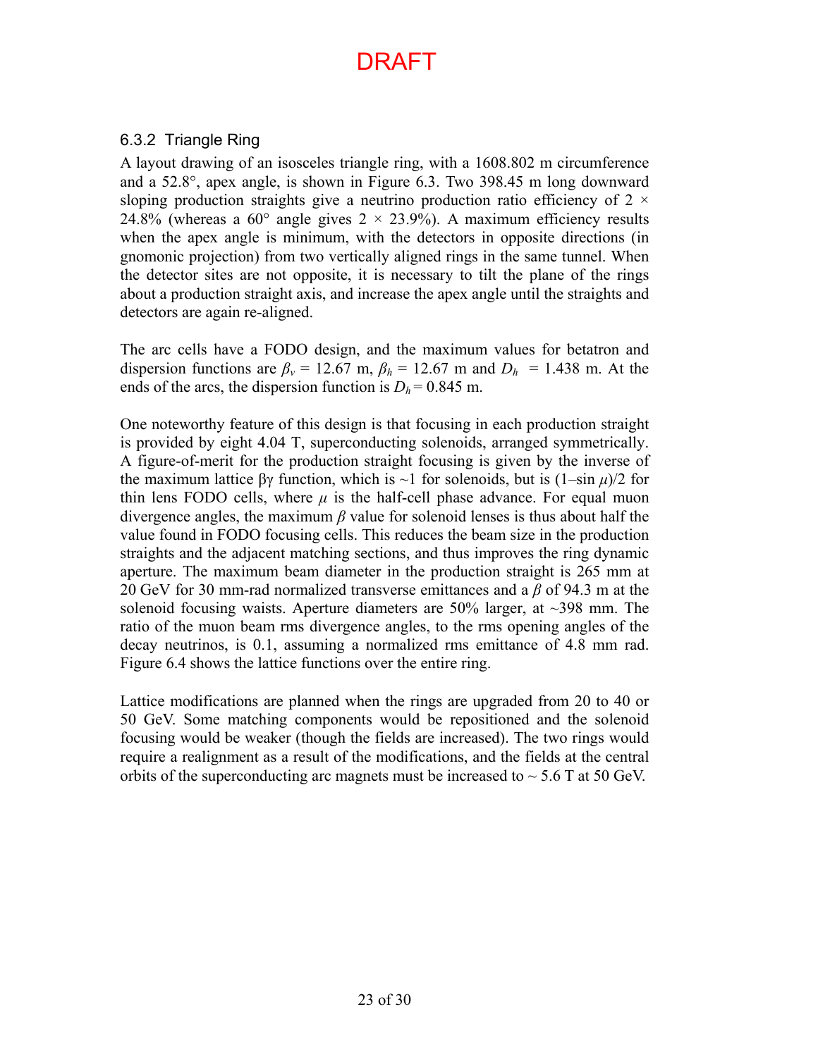DRAFT

### 6.3.2 Triangle Ring

A layout drawing of an isosceles triangle ring, with a 1608.802 m circumference and a 52.8°, apex angle, is shown in Figure 6.3. Two 398.45 m long downward sloping production straights give a neutrino production ratio efficiency of 2 × 24.8% (whereas a 60° angle gives 2 × 23.9%). A maximum efficiency results when the apex angle is minimum, with the detectors in opposite directions (in gnomonic projection) from two vertically aligned rings in the same tunnel. When the detector sites are not opposite, it is necessary to tilt the plane of the rings about a production straight axis, and increase the apex angle until the straights and detectors are again re-aligned.

The arc cells have a FODO design, and the maximum values for betatron and dispersion functions are $\beta_v$ = 12.67 m, $\beta_h$ = 12.67 m and $D_h$ = 1.438 m. At the ends of the arcs, the dispersion function is $D_h$ = 0.845 m.

One noteworthy feature of this design is that focusing in each production straight is provided by eight 4.04 T, superconducting solenoids, arranged symmetrically. A figure-of-merit for the production straight focusing is given by the inverse of the maximum lattice $\beta\gamma$ function, which is ~1 for solenoids, but is $(1-\sin\mu)/2$ for thin lens FODO cells, where $\mu$ is the half-cell phase advance. For equal muon divergence angles, the maximum $\beta$ value for solenoid lenses is thus about half the value found in FODO focusing cells. This reduces the beam size in the production straights and the adjacent matching sections, and thus improves the ring dynamic aperture. The maximum beam diameter in the production straight is 265 mm at 20 GeV for 30 mm-rad normalized transverse emittances and a $\beta$ of 94.3 m at the solenoid focusing waists. Aperture diameters are 50% larger, at ~398 mm. The ratio of the muon beam rms divergence angles, to the rms opening angles of the decay neutrinos, is 0.1, assuming a normalized rms emittance of 4.8 mm rad. Figure 6.4 shows the lattice functions over the entire ring.

Lattice modifications are planned when the rings are upgraded from 20 to 40 or 50 GeV. Some matching components would be repositioned and the solenoid focusing would be weaker (though the fields are increased). The two rings would require a realignment as a result of the modifications, and the fields at the central orbits of the superconducting arc magnets must be increased to ~ 5.6 T at 50 GeV.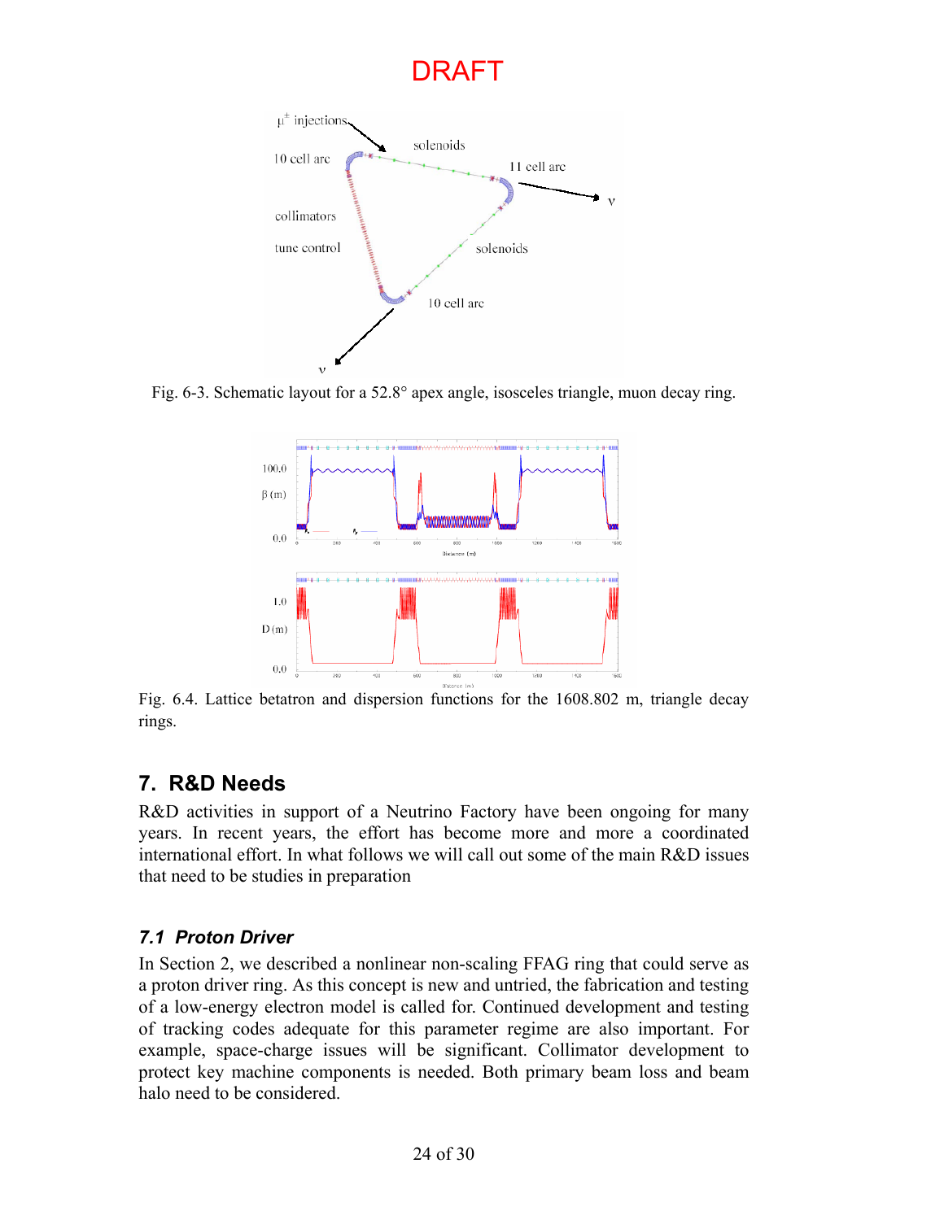DRAFT

Fig. 6-3. Schematic layout for a 52.8° apex angle, isosceles triangle, muon decay ring.

Fig. 6.4. Lattice betatron and dispersion functions for the 1608.802 m, triangle decay rings.

## 7. R&D Needs

R&D activities in support of a Neutrino Factory have been ongoing for many years. In recent years, the effort has become more and more a coordinated international effort. In what follows we will call out some of the main R&D issues that need to be studies in preparation

### *7.1 Proton Driver*

In Section 2, we described a nonlinear non-scaling FFAG ring that could serve as a proton driver ring. As this concept is new and untried, the fabrication and testing of a low-energy electron model is called for. Continued development and testing of tracking codes adequate for this parameter regime are also important. For example, space-charge issues will be significant. Collimator development to protect key machine components is needed. Both primary beam loss and beam halo need to be considered.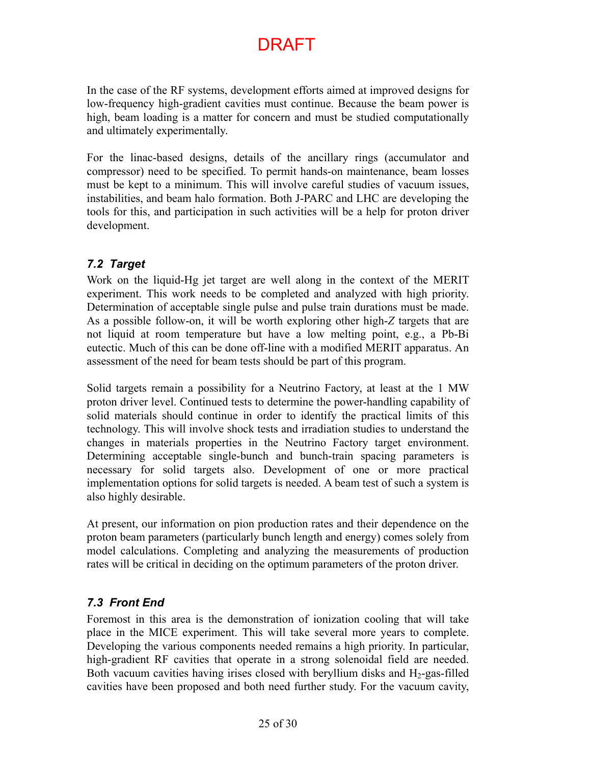In the case of the RF systems, development efforts aimed at improved designs for low-frequency high-gradient cavities must continue. Because the beam power is high, beam loading is a matter for concern and must be studied computationally and ultimately experimentally.

For the linac-based designs, details of the ancillary rings (accumulator and compressor) need to be specified. To permit hands-on maintenance, beam losses must be kept to a minimum. This will involve careful studies of vacuum issues, instabilities, and beam halo formation. Both J-PARC and LHC are developing the tools for this, and participation in such activities will be a help for proton driver development.

### *7.2 Target*

Work on the liquid-Hg jet target are well along in the context of the MERIT experiment. This work needs to be completed and analyzed with high priority. Determination of acceptable single pulse and pulse train durations must be made. As a possible follow-on, it will be worth exploring other high-*Z* targets that are not liquid at room temperature but have a low melting point, e.g., a Pb-Bi eutectic. Much of this can be done off-line with a modified MERIT apparatus. An assessment of the need for beam tests should be part of this program.

Solid targets remain a possibility for a Neutrino Factory, at least at the 1 MW proton driver level. Continued tests to determine the power-handling capability of solid materials should continue in order to identify the practical limits of this technology. This will involve shock tests and irradiation studies to understand the changes in materials properties in the Neutrino Factory target environment. Determining acceptable single-bunch and bunch-train spacing parameters is necessary for solid targets also. Development of one or more practical implementation options for solid targets is needed. A beam test of such a system is also highly desirable.

At present, our information on pion production rates and their dependence on the proton beam parameters (particularly bunch length and energy) comes solely from model calculations. Completing and analyzing the measurements of production rates will be critical in deciding on the optimum parameters of the proton driver.

### *7.3 Front End*

Foremost in this area is the demonstration of ionization cooling that will take place in the MICE experiment. This will take several more years to complete. Developing the various components needed remains a high priority. In particular, high-gradient RF cavities that operate in a strong solenoidal field are needed. Both vacuum cavities having irises closed with beryllium disks and $H_2$-gas-filled cavities have been proposed and both need further study. For the vacuum cavity,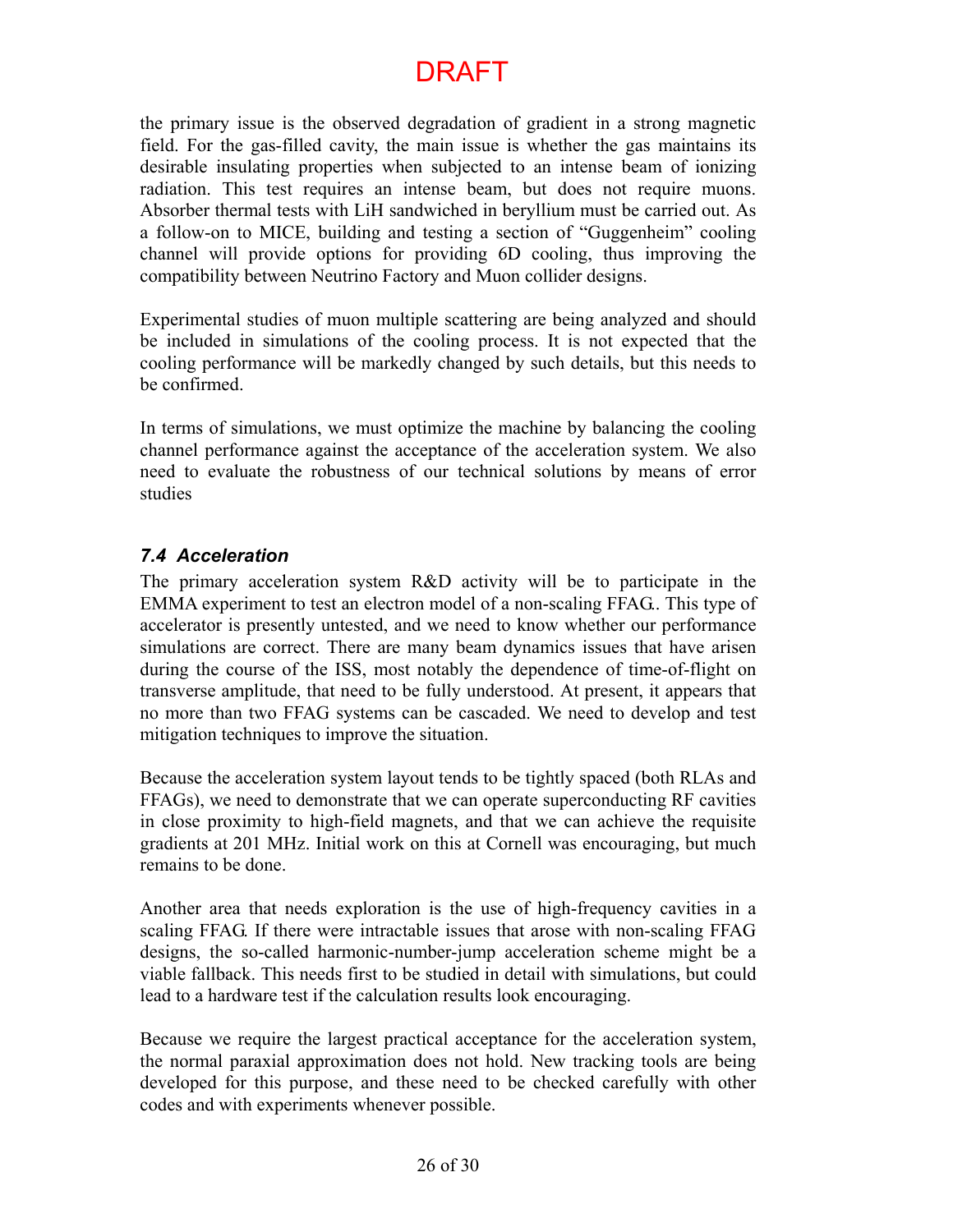the primary issue is the observed degradation of gradient in a strong magnetic field. For the gas-filled cavity, the main issue is whether the gas maintains its desirable insulating properties when subjected to an intense beam of ionizing radiation. This test requires an intense beam, but does not require muons. Absorber thermal tests with LiH sandwiched in beryllium must be carried out. As a follow-on to MICE, building and testing a section of "Guggenheim" cooling channel will provide options for providing 6D cooling, thus improving the compatibility between Neutrino Factory and Muon collider designs.

Experimental studies of muon multiple scattering are being analyzed and should be included in simulations of the cooling process. It is not expected that the cooling performance will be markedly changed by such details, but this needs to be confirmed.

In terms of simulations, we must optimize the machine by balancing the cooling channel performance against the acceptance of the acceleration system. We also need to evaluate the robustness of our technical solutions by means of error studies

### *7.4 Acceleration*

The primary acceleration system R&D activity will be to participate in the EMMA experiment to test an electron model of a non-scaling FFAG.. This type of accelerator is presently untested, and we need to know whether our performance simulations are correct. There are many beam dynamics issues that have arisen during the course of the ISS, most notably the dependence of time-of-flight on transverse amplitude, that need to be fully understood. At present, it appears that no more than two FFAG systems can be cascaded. We need to develop and test mitigation techniques to improve the situation.

Because the acceleration system layout tends to be tightly spaced (both RLAs and FFAGs), we need to demonstrate that we can operate superconducting RF cavities in close proximity to high-field magnets, and that we can achieve the requisite gradients at 201 MHz. Initial work on this at Cornell was encouraging, but much remains to be done.

Another area that needs exploration is the use of high-frequency cavities in a scaling FFAG. If there were intractable issues that arose with non-scaling FFAG designs, the so-called harmonic-number-jump acceleration scheme might be a viable fallback. This needs first to be studied in detail with simulations, but could lead to a hardware test if the calculation results look encouraging.

Because we require the largest practical acceptance for the acceleration system, the normal paraxial approximation does not hold. New tracking tools are being developed for this purpose, and these need to be checked carefully with other codes and with experiments whenever possible.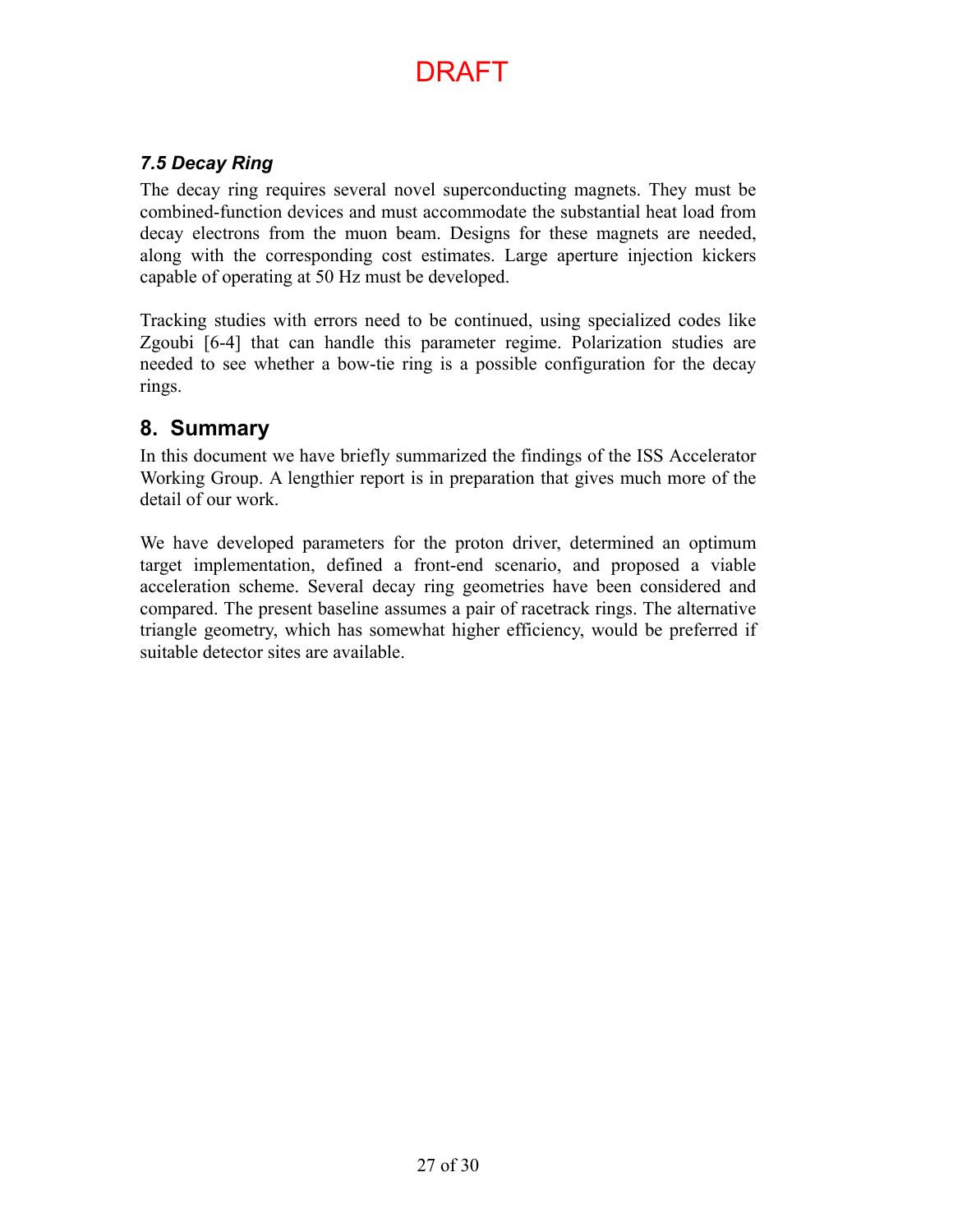### *7.5 Decay Ring*

The decay ring requires several novel superconducting magnets. They must be combined-function devices and must accommodate the substantial heat load from decay electrons from the muon beam. Designs for these magnets are needed, along with the corresponding cost estimates. Large aperture injection kickers capable of operating at 50 Hz must be developed.

Tracking studies with errors need to be continued, using specialized codes like Zgoubi [6-4] that can handle this parameter regime. Polarization studies are needed to see whether a bow-tie ring is a possible configuration for the decay rings.

## 8. Summary

In this document we have briefly summarized the findings of the ISS Accelerator Working Group. A lengthier report is in preparation that gives much more of the detail of our work.

We have developed parameters for the proton driver, determined an optimum target implementation, defined a front-end scenario, and proposed a viable acceleration scheme. Several decay ring geometries have been considered and compared. The present baseline assumes a pair of racetrack rings. The alternative triangle geometry, which has somewhat higher efficiency, would be preferred if suitable detector sites are available.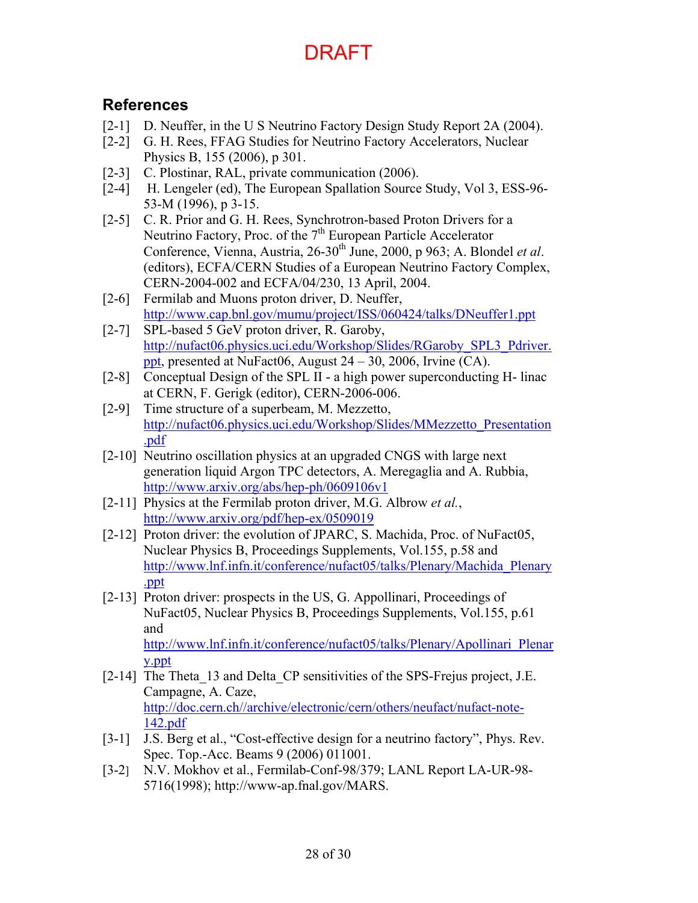DRAFT

## References

[2-1] D. Neuffer, in the U S Neutrino Factory Design Study Report 2A (2004).

[2-2] G. H. Rees, FFAG Studies for Neutrino Factory Accelerators, Nuclear Physics B, 155 (2006), p 301.

[2-3] C. Plostinar, RAL, private communication (2006).

[2-4] H. Lengeler (ed), The European Spallation Source Study, Vol 3, ESS-96-53-M (1996), p 3-15.

[2-5] C. R. Prior and G. H. Rees, Synchrotron-based Proton Drivers for a Neutrino Factory, Proc. of the 7th European Particle Accelerator Conference, Vienna, Austria, 26-30th June, 2000, p 963; A. Blondel *et al*. (editors), ECFA/CERN Studies of a European Neutrino Factory Complex, CERN-2004-002 and ECFA/04/230, 13 April, 2004.

[2-6] Fermilab and Muons proton driver, D. Neuffer, http://www.cap.bnl.gov/mumu/project/ISS/060424/talks/DNeuffer1.ppt

[2-7] SPL-based 5 GeV proton driver, R. Garoby, http://nufact06.physics.uci.edu/Workshop/Slides/RGaroby_SPL3_Pdriver.ppt, presented at NuFact06, August 24 – 30, 2006, Irvine (CA).

[2-8] Conceptual Design of the SPL II - a high power superconducting H- linac at CERN, F. Gerigk (editor), CERN-2006-006.

[2-9] Time structure of a superbeam, M. Mezzetto, http://nufact06.physics.uci.edu/Workshop/Slides/MMezzetto_Presentation.pdf

[2-10] Neutrino oscillation physics at an upgraded CNGS with large next generation liquid Argon TPC detectors, A. Meregaglia and A. Rubbia, http://www.arxiv.org/abs/hep-ph/0609106v1

[2-11] Physics at the Fermilab proton driver, M.G. Albrow *et al.*, http://www.arxiv.org/pdf/hep-ex/0509019

[2-12] Proton driver: the evolution of JPARC, S. Machida, Proc. of NuFact05, Nuclear Physics B, Proceedings Supplements, Vol.155, p.58 and http://www.lnf.infn.it/conference/nufact05/talks/Plenary/Machida_Plenary.ppt

[2-13] Proton driver: prospects in the US, G. Appollinari, Proceedings of NuFact05, Nuclear Physics B, Proceedings Supplements, Vol.155, p.61 and http://www.lnf.infn.it/conference/nufact05/talks/Plenary/Apollinari_Plenary.ppt

[2-14] The Theta_13 and Delta_CP sensitivities of the SPS-Frejus project, J.E. Campagne, A. Caze, http://doc.cern.ch//archive/electronic/cern/others/neufact/nufact-note-142.pdf

[3-1] J.S. Berg et al., "Cost-effective design for a neutrino factory", Phys. Rev. Spec. Top.-Acc. Beams 9 (2006) 011001.

[3-2] N.V. Mokhov et al., Fermilab-Conf-98/379; LANL Report LA-UR-98-5716(1998); http://www-ap.fnal.gov/MARS.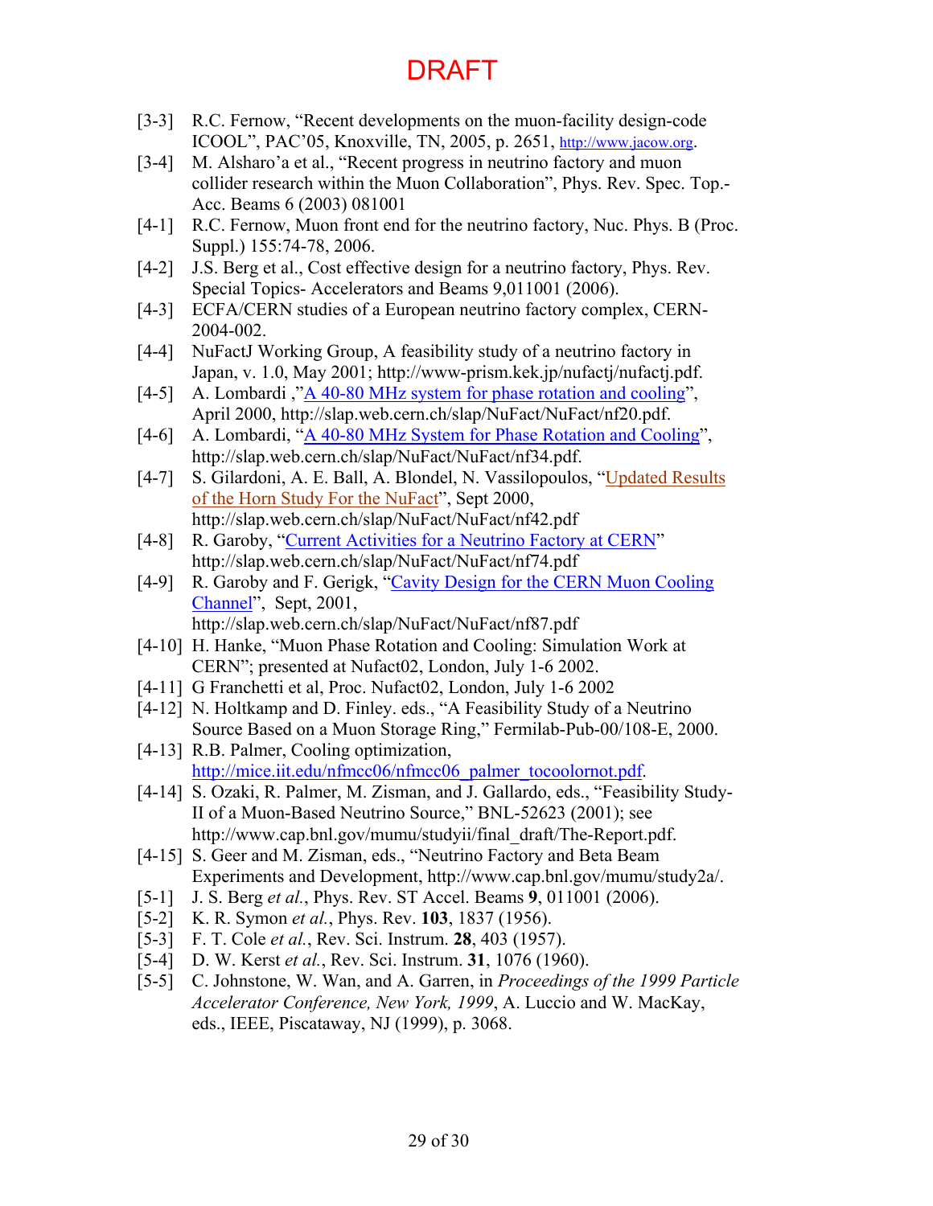DRAFT

[3-3] R.C. Fernow, "Recent developments on the muon-facility design-code ICOOL", PAC'05, Knoxville, TN, 2005, p. 2651, http://www.jacow.org.

[3-4] M. Alsharo'a et al., "Recent progress in neutrino factory and muon collider research within the Muon Collaboration", Phys. Rev. Spec. Top.-Acc. Beams 6 (2003) 081001

[4-1] R.C. Fernow, Muon front end for the neutrino factory, Nuc. Phys. B (Proc. Suppl.) 155:74-78, 2006.

[4-2] J.S. Berg et al., Cost effective design for a neutrino factory, Phys. Rev. Special Topics- Accelerators and Beams 9,011001 (2006).

[4-3] ECFA/CERN studies of a European neutrino factory complex, CERN-2004-002.

[4-4] NuFactJ Working Group, A feasibility study of a neutrino factory in Japan, v. 1.0, May 2001; http://www-prism.kek.jp/nufactj/nufactj.pdf.

[4-5] A. Lombardi ,"A 40-80 MHz system for phase rotation and cooling", April 2000, http://slap.web.cern.ch/slap/NuFact/NuFact/nf20.pdf.

[4-6] A. Lombardi, "A 40-80 MHz System for Phase Rotation and Cooling", http://slap.web.cern.ch/slap/NuFact/NuFact/nf34.pdf.

[4-7] S. Gilardoni, A. E. Ball, A. Blondel, N. Vassilopoulos, "Updated Results of the Horn Study For the NuFact", Sept 2000, http://slap.web.cern.ch/slap/NuFact/NuFact/nf42.pdf

[4-8] R. Garoby, "Current Activities for a Neutrino Factory at CERN" http://slap.web.cern.ch/slap/NuFact/NuFact/nf74.pdf

[4-9] R. Garoby and F. Gerigk, "Cavity Design for the CERN Muon Cooling Channel", Sept, 2001, http://slap.web.cern.ch/slap/NuFact/NuFact/nf87.pdf

[4-10] H. Hanke, "Muon Phase Rotation and Cooling: Simulation Work at CERN"; presented at Nufact02, London, July 1-6 2002.

[4-11] G Franchetti et al, Proc. Nufact02, London, July 1-6 2002

[4-12] N. Holtkamp and D. Finley. eds., "A Feasibility Study of a Neutrino Source Based on a Muon Storage Ring," Fermilab-Pub-00/108-E, 2000.

[4-13] R.B. Palmer, Cooling optimization, http://mice.iit.edu/nfmcc06/nfmcc06_palmer_tocoolornot.pdf.

[4-14] S. Ozaki, R. Palmer, M. Zisman, and J. Gallardo, eds., "Feasibility Study-II of a Muon-Based Neutrino Source," BNL-52623 (2001); see http://www.cap.bnl.gov/mumu/studyii/final_draft/The-Report.pdf.

[4-15] S. Geer and M. Zisman, eds., "Neutrino Factory and Beta Beam Experiments and Development, http://www.cap.bnl.gov/mumu/study2a/.

[5-1] J. S. Berg *et al.*, Phys. Rev. ST Accel. Beams **9**, 011001 (2006).

[5-2] K. R. Symon *et al.*, Phys. Rev. **103**, 1837 (1956).

[5-3] F. T. Cole *et al.*, Rev. Sci. Instrum. **28**, 403 (1957).

[5-4] D. W. Kerst *et al.*, Rev. Sci. Instrum. **31**, 1076 (1960).

[5-5] C. Johnstone, W. Wan, and A. Garren, in *Proceedings of the 1999 Particle Accelerator Conference, New York, 1999*, A. Luccio and W. MacKay, eds., IEEE, Piscataway, NJ (1999), p. 3068.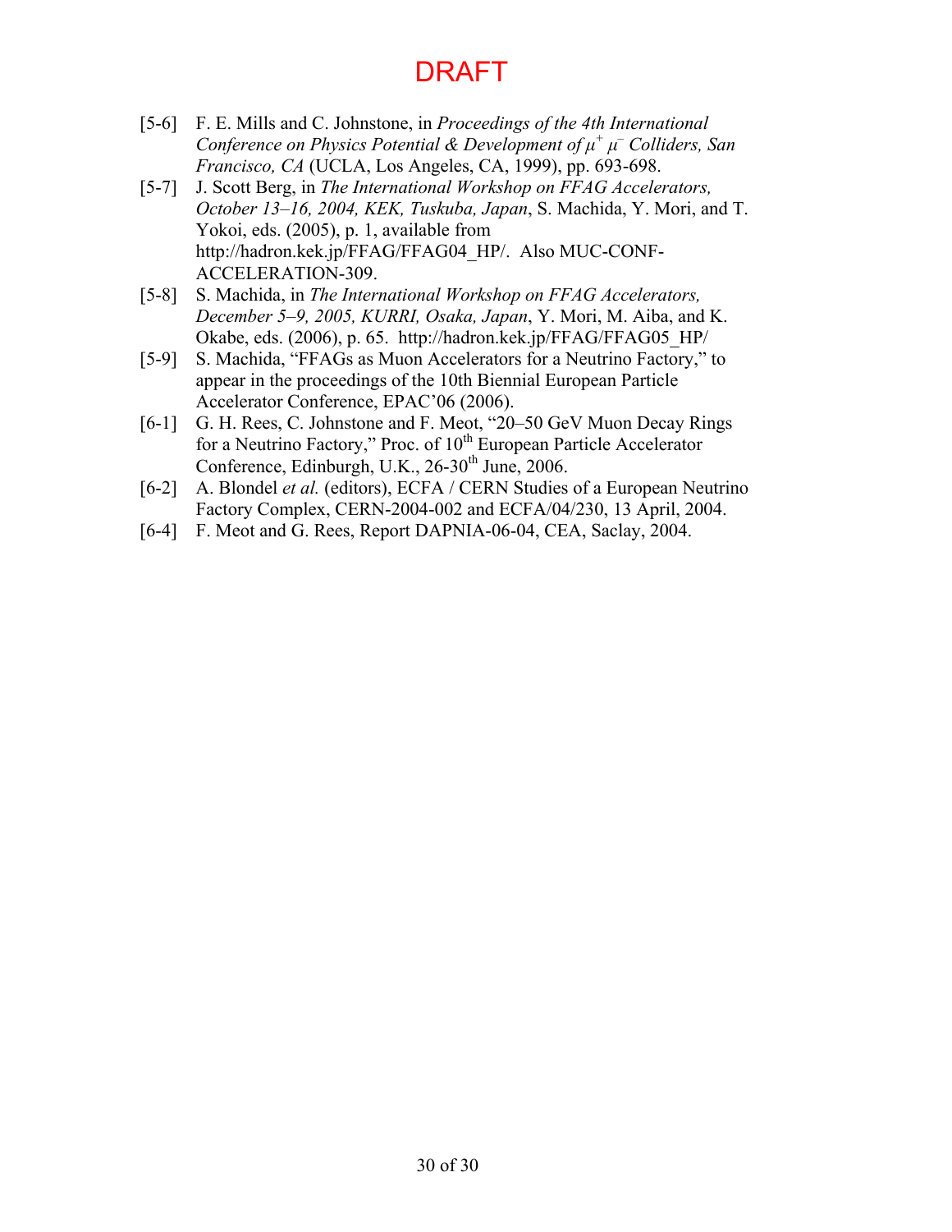DRAFT

[5-6] F. E. Mills and C. Johnstone, in *Proceedings of the 4th International Conference on Physics Potential & Development of $\mu^+ \mu^-$ Colliders, San Francisco, CA* (UCLA, Los Angeles, CA, 1999), pp. 693-698.

[5-7] J. Scott Berg, in *The International Workshop on FFAG Accelerators, October 13–16, 2004, KEK, Tuskuba, Japan*, S. Machida, Y. Mori, and T. Yokoi, eds. (2005), p. 1, available from http://hadron.kek.jp/FFAG/FFAG04_HP/. Also MUC-CONF-ACCELERATION-309.

[5-8] S. Machida, in *The International Workshop on FFAG Accelerators, December 5–9, 2005, KURRI, Osaka, Japan*, Y. Mori, M. Aiba, and K. Okabe, eds. (2006), p. 65. http://hadron.kek.jp/FFAG/FFAG05_HP/

[5-9] S. Machida, “FFAGs as Muon Accelerators for a Neutrino Factory,” to appear in the proceedings of the 10th Biennial European Particle Accelerator Conference, EPAC’06 (2006).

[6-1] G. H. Rees, C. Johnstone and F. Meot, “20–50 GeV Muon Decay Rings for a Neutrino Factory,” Proc. of 10th European Particle Accelerator Conference, Edinburgh, U.K., 26-30th June, 2006.

[6-2] A. Blondel *et al.* (editors), ECFA / CERN Studies of a European Neutrino Factory Complex, CERN-2004-002 and ECFA/04/230, 13 April, 2004.

[6-4] F. Meot and G. Rees, Report DAPNIA-06-04, CEA, Saclay, 2004.